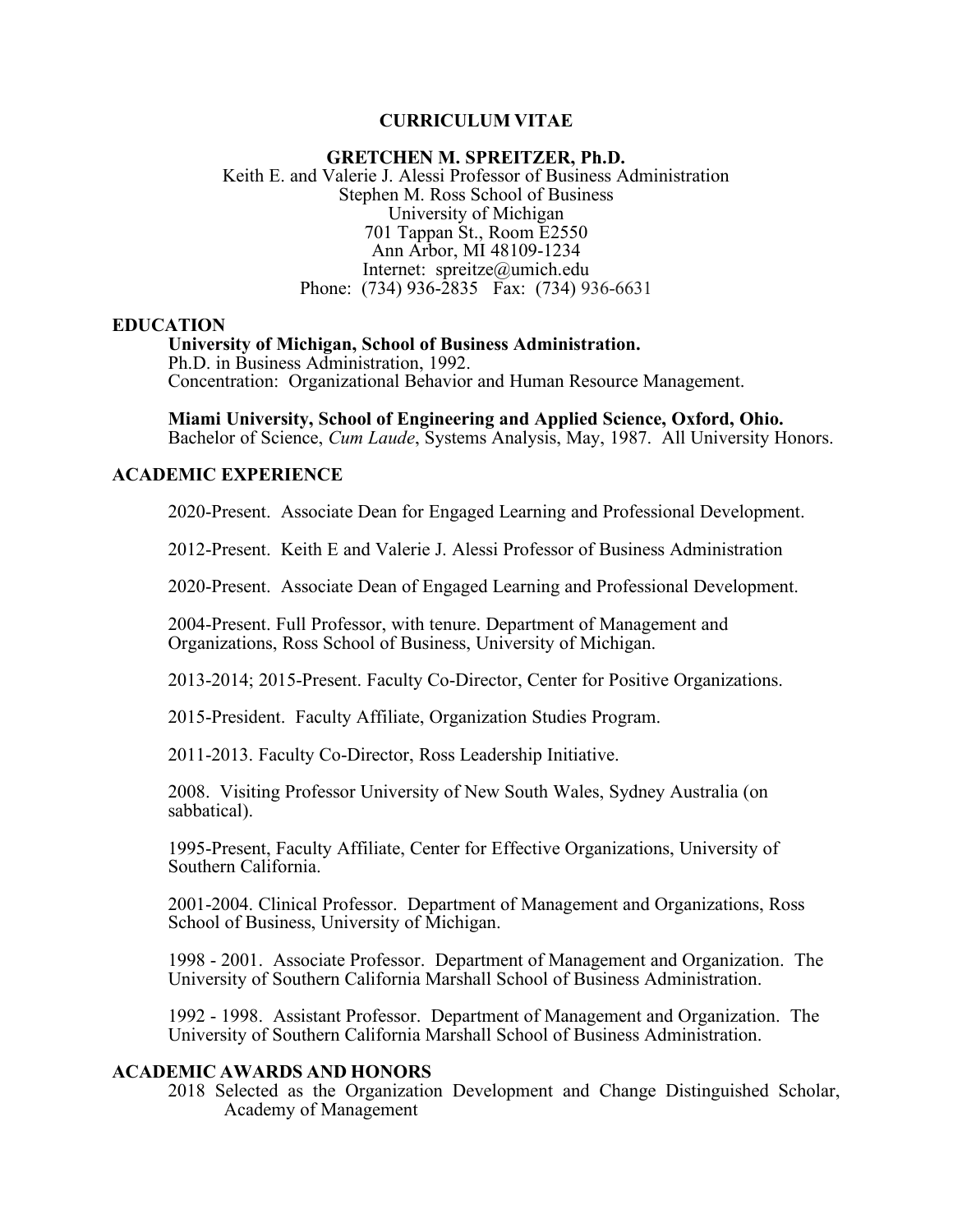# CURRICULUM VITAE

## GRETCHEN M. SPREITZER, Ph.D.

Keith E. and Valerie J. Alessi Professor of Business Administration
Stephen M. Ross School of Business
University of Michigan
701 Tappan St., Room E2550
Ann Arbor, MI 48109-1234
Internet: spreitze@umich.edu
Phone: (734) 936-2835 Fax: (734) 936-6631

## EDUCATION

**University of Michigan, School of Business Administration.**
Ph.D. in Business Administration, 1992.
Concentration: Organizational Behavior and Human Resource Management.

**Miami University, School of Engineering and Applied Science, Oxford, Ohio.**
Bachelor of Science, *Cum Laude*, Systems Analysis, May, 1987. All University Honors.

## ACADEMIC EXPERIENCE

2020-Present. Associate Dean for Engaged Learning and Professional Development.

2012-Present. Keith E and Valerie J. Alessi Professor of Business Administration

2020-Present. Associate Dean of Engaged Learning and Professional Development.

2004-Present. Full Professor, with tenure. Department of Management and Organizations, Ross School of Business, University of Michigan.

2013-2014; 2015-Present. Faculty Co-Director, Center for Positive Organizations.

2015-President. Faculty Affiliate, Organization Studies Program.

2011-2013. Faculty Co-Director, Ross Leadership Initiative.

2008. Visiting Professor University of New South Wales, Sydney Australia (on sabbatical).

1995-Present, Faculty Affiliate, Center for Effective Organizations, University of Southern California.

2001-2004. Clinical Professor. Department of Management and Organizations, Ross School of Business, University of Michigan.

1998 - 2001. Associate Professor. Department of Management and Organization. The University of Southern California Marshall School of Business Administration.

1992 - 1998. Assistant Professor. Department of Management and Organization. The University of Southern California Marshall School of Business Administration.

## ACADEMIC AWARDS AND HONORS

2018 Selected as the Organization Development and Change Distinguished Scholar, Academy of Management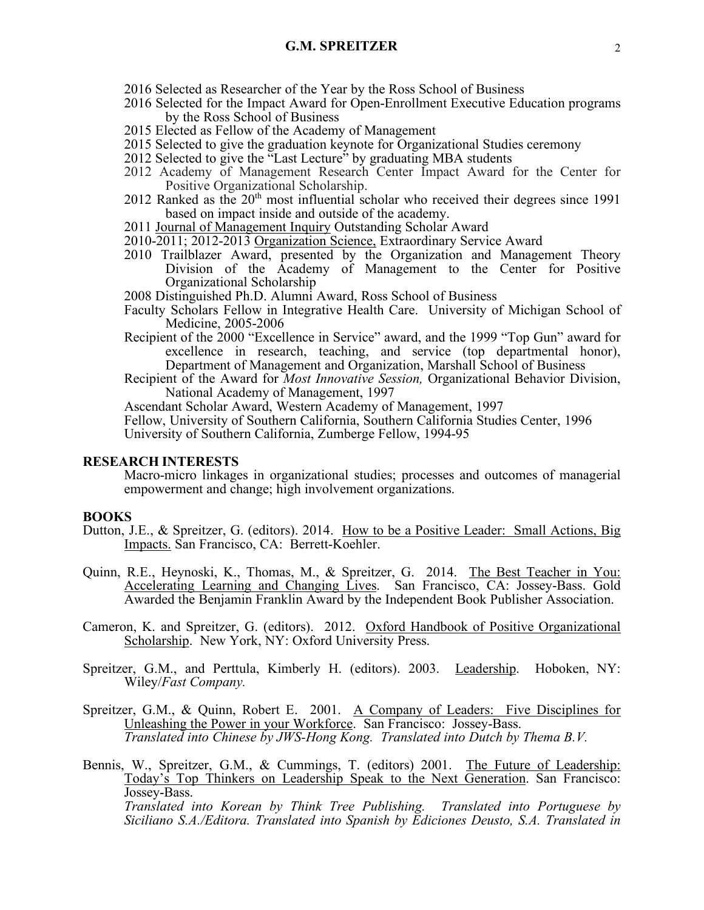2016 Selected as Researcher of the Year by the Ross School of Business
2016 Selected for the Impact Award for Open-Enrollment Executive Education programs by the Ross School of Business
2015 Elected as Fellow of the Academy of Management
2015 Selected to give the graduation keynote for Organizational Studies ceremony
2012 Selected to give the "Last Lecture" by graduating MBA students
2012 Academy of Management Research Center Impact Award for the Center for Positive Organizational Scholarship.
2012 Ranked as the 20th most influential scholar who received their degrees since 1991 based on impact inside and outside of the academy.
2011 Journal of Management Inquiry Outstanding Scholar Award
2010-2011; 2012-2013 Organization Science, Extraordinary Service Award
2010 Trailblazer Award, presented by the Organization and Management Theory Division of the Academy of Management to the Center for Positive Organizational Scholarship
2008 Distinguished Ph.D. Alumni Award, Ross School of Business
Faculty Scholars Fellow in Integrative Health Care. University of Michigan School of Medicine, 2005-2006
Recipient of the 2000 "Excellence in Service" award, and the 1999 "Top Gun" award for excellence in research, teaching, and service (top departmental honor), Department of Management and Organization, Marshall School of Business
Recipient of the Award for *Most Innovative Session,* Organizational Behavior Division, National Academy of Management, 1997
Ascendant Scholar Award, Western Academy of Management, 1997
Fellow, University of Southern California, Southern California Studies Center, 1996
University of Southern California, Zumberge Fellow, 1994-95

## RESEARCH INTERESTS

Macro-micro linkages in organizational studies; processes and outcomes of managerial empowerment and change; high involvement organizations.

## BOOKS

Dutton, J.E., & Spreitzer, G. (editors). 2014. How to be a Positive Leader: Small Actions, Big Impacts. San Francisco, CA: Berrett-Koehler.

Quinn, R.E., Heynoski, K., Thomas, M., & Spreitzer, G. 2014. The Best Teacher in You: Accelerating Learning and Changing Lives. San Francisco, CA: Jossey-Bass. Gold Awarded the Benjamin Franklin Award by the Independent Book Publisher Association.

Cameron, K. and Spreitzer, G. (editors). 2012. Oxford Handbook of Positive Organizational Scholarship. New York, NY: Oxford University Press.

Spreitzer, G.M., and Perttula, Kimberly H. (editors). 2003. Leadership. Hoboken, NY: Wiley/*Fast Company.*

Spreitzer, G.M., & Quinn, Robert E. 2001. A Company of Leaders: Five Disciplines for Unleashing the Power in your Workforce. San Francisco: Jossey-Bass.
*Translated into Chinese by JWS-Hong Kong. Translated into Dutch by Thema B.V.*

Bennis, W., Spreitzer, G.M., & Cummings, T. (editors) 2001. The Future of Leadership: Today's Top Thinkers on Leadership Speak to the Next Generation. San Francisco: Jossey-Bass.
*Translated into Korean by Think Tree Publishing. Translated into Portuguese by Siciliano S.A./Editora. Translated into Spanish by Ediciones Deusto, S.A. Translated in*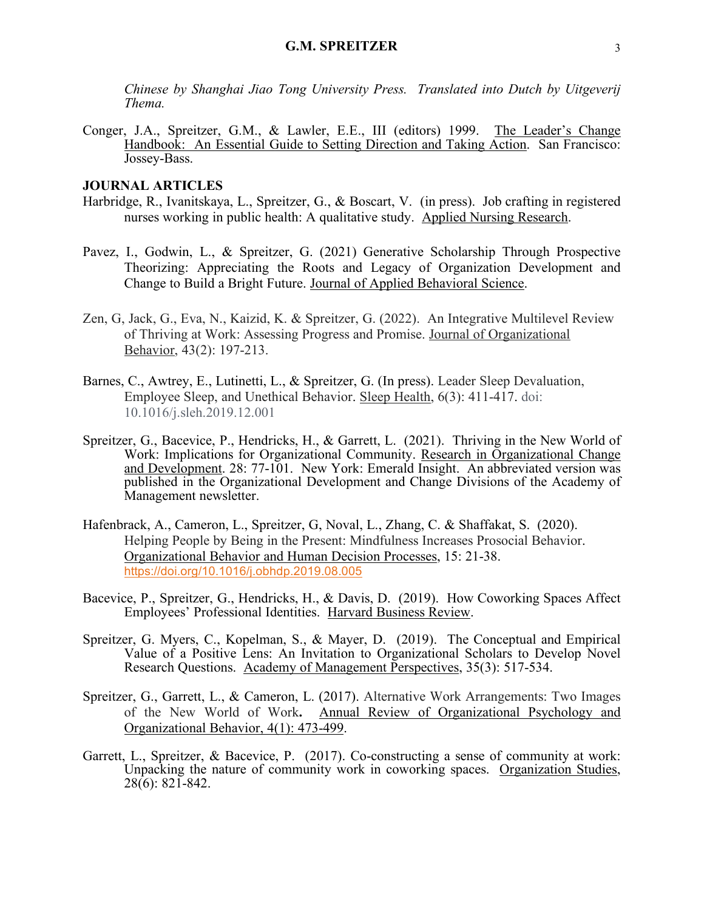*Chinese by Shanghai Jiao Tong University Press. Translated into Dutch by Uitgeverij Thema.*

Conger, J.A., Spreitzer, G.M., & Lawler, E.E., III (editors) 1999. The Leader's Change Handbook: An Essential Guide to Setting Direction and Taking Action. San Francisco: Jossey-Bass.

**JOURNAL ARTICLES**

Harbridge, R., Ivanitskaya, L., Spreitzer, G., & Boscart, V. (in press). Job crafting in registered nurses working in public health: A qualitative study. Applied Nursing Research.

Pavez, I., Godwin, L., & Spreitzer, G. (2021) Generative Scholarship Through Prospective Theorizing: Appreciating the Roots and Legacy of Organization Development and Change to Build a Bright Future. Journal of Applied Behavioral Science.

Zen, G, Jack, G., Eva, N., Kaizid, K. & Spreitzer, G. (2022). An Integrative Multilevel Review of Thriving at Work: Assessing Progress and Promise. Journal of Organizational Behavior, 43(2): 197-213.

Barnes, C., Awtrey, E., Lutinetti, L., & Spreitzer, G. (In press). Leader Sleep Devaluation, Employee Sleep, and Unethical Behavior. Sleep Health, 6(3): 411-417. doi: 10.1016/j.sleh.2019.12.001

Spreitzer, G., Bacevice, P., Hendricks, H., & Garrett, L. (2021). Thriving in the New World of Work: Implications for Organizational Community. Research in Organizational Change and Development. 28: 77-101. New York: Emerald Insight. An abbreviated version was published in the Organizational Development and Change Divisions of the Academy of Management newsletter.

Hafenbrack, A., Cameron, L., Spreitzer, G, Noval, L., Zhang, C. & Shaffakat, S. (2020). Helping People by Being in the Present: Mindfulness Increases Prosocial Behavior. Organizational Behavior and Human Decision Processes, 15: 21-38. https://doi.org/10.1016/j.obhdp.2019.08.005

Bacevice, P., Spreitzer, G., Hendricks, H., & Davis, D. (2019). How Coworking Spaces Affect Employees' Professional Identities. Harvard Business Review.

Spreitzer, G. Myers, C., Kopelman, S., & Mayer, D. (2019). The Conceptual and Empirical Value of a Positive Lens: An Invitation to Organizational Scholars to Develop Novel Research Questions. Academy of Management Perspectives, 35(3): 517-534.

Spreitzer, G., Garrett, L., & Cameron, L. (2017). Alternative Work Arrangements: Two Images of the New World of Work**.** Annual Review of Organizational Psychology and Organizational Behavior, 4(1): 473-499.

Garrett, L., Spreitzer, & Bacevice, P. (2017). Co-constructing a sense of community at work: Unpacking the nature of community work in coworking spaces. Organization Studies, 28(6): 821-842.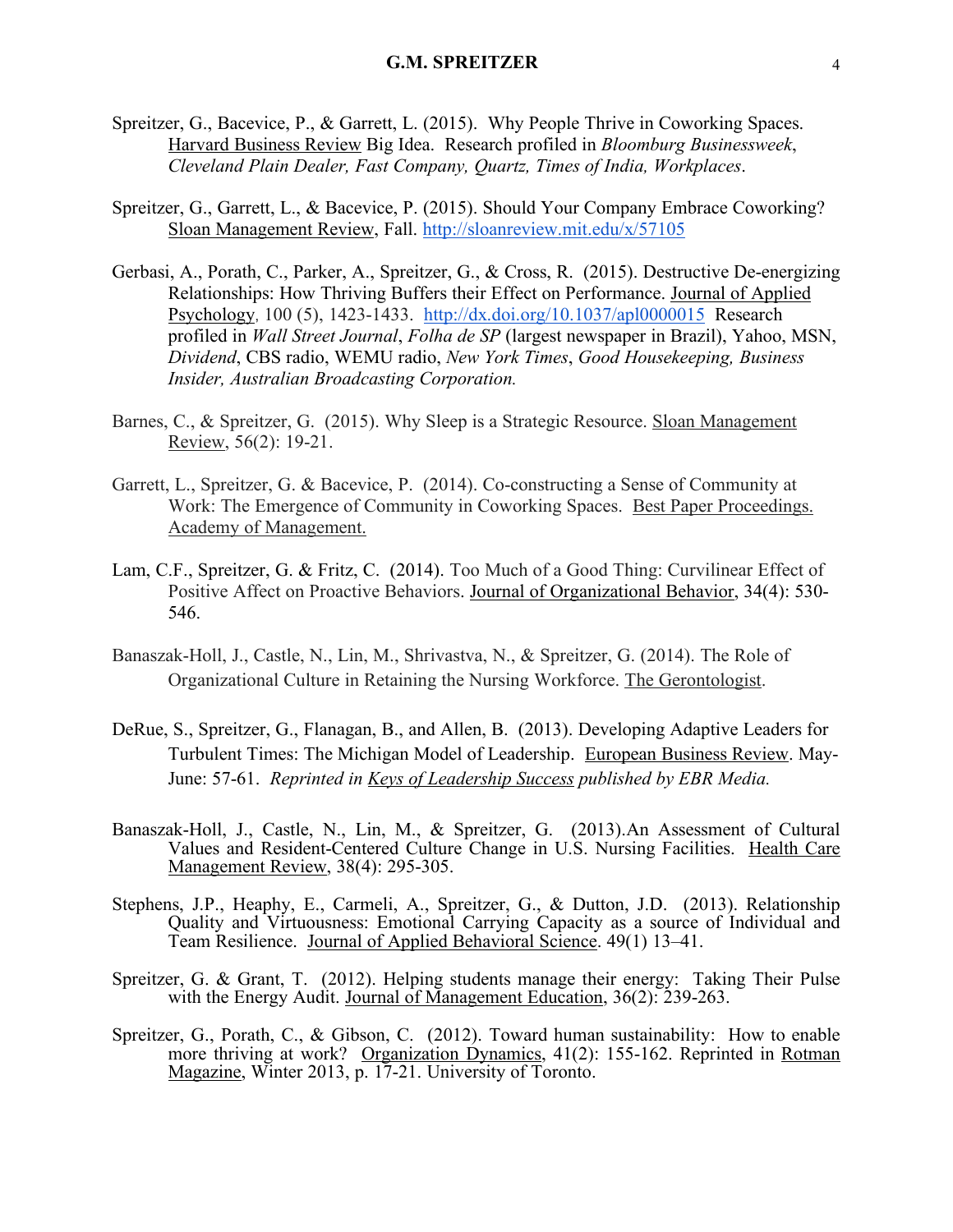Spreitzer, G., Bacevice, P., & Garrett, L. (2015). Why People Thrive in Coworking Spaces. Harvard Business Review Big Idea. Research profiled in *Bloomburg Businessweek*, *Cleveland Plain Dealer, Fast Company, Quartz, Times of India, Workplaces*.

Spreitzer, G., Garrett, L., & Bacevice, P. (2015). Should Your Company Embrace Coworking? Sloan Management Review, Fall. http://sloanreview.mit.edu/x/57105

Gerbasi, A., Porath, C., Parker, A., Spreitzer, G., & Cross, R. (2015). Destructive De-energizing Relationships: How Thriving Buffers their Effect on Performance. Journal of Applied Psychology, 100 (5), 1423-1433. http://dx.doi.org/10.1037/apl0000015 Research profiled in *Wall Street Journal*, *Folha de SP* (largest newspaper in Brazil), Yahoo, MSN, *Dividend*, CBS radio, WEMU radio, *New York Times*, *Good Housekeeping, Business Insider, Australian Broadcasting Corporation.*

Barnes, C., & Spreitzer, G. (2015). Why Sleep is a Strategic Resource. Sloan Management Review, 56(2): 19-21.

Garrett, L., Spreitzer, G. & Bacevice, P. (2014). Co-constructing a Sense of Community at Work: The Emergence of Community in Coworking Spaces. Best Paper Proceedings. Academy of Management.

Lam, C.F., Spreitzer, G. & Fritz, C. (2014). Too Much of a Good Thing: Curvilinear Effect of Positive Affect on Proactive Behaviors. Journal of Organizational Behavior, 34(4): 530-546.

Banaszak-Holl, J., Castle, N., Lin, M., Shrivastva, N., & Spreitzer, G. (2014). The Role of Organizational Culture in Retaining the Nursing Workforce. The Gerontologist.

DeRue, S., Spreitzer, G., Flanagan, B., and Allen, B. (2013). Developing Adaptive Leaders for Turbulent Times: The Michigan Model of Leadership. European Business Review. May-June: 57-61. *Reprinted in Keys of Leadership Success published by EBR Media.*

Banaszak-Holl, J., Castle, N., Lin, M., & Spreitzer, G. (2013).An Assessment of Cultural Values and Resident-Centered Culture Change in U.S. Nursing Facilities. Health Care Management Review, 38(4): 295-305.

Stephens, J.P., Heaphy, E., Carmeli, A., Spreitzer, G., & Dutton, J.D. (2013). Relationship Quality and Virtuousness: Emotional Carrying Capacity as a source of Individual and Team Resilience. Journal of Applied Behavioral Science. 49(1) 13–41.

Spreitzer, G. & Grant, T. (2012). Helping students manage their energy: Taking Their Pulse with the Energy Audit. Journal of Management Education, 36(2): 239-263.

Spreitzer, G., Porath, C., & Gibson, C. (2012). Toward human sustainability: How to enable more thriving at work? Organization Dynamics, 41(2): 155-162. Reprinted in Rotman Magazine, Winter 2013, p. 17-21. University of Toronto.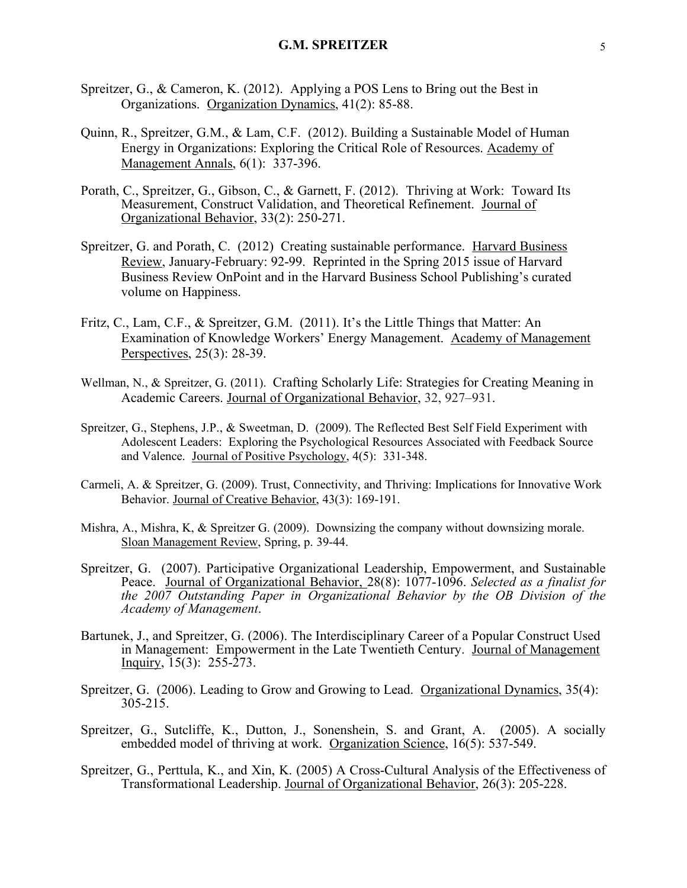Spreitzer, G., & Cameron, K. (2012). Applying a POS Lens to Bring out the Best in Organizations. Organization Dynamics, 41(2): 85-88.

Quinn, R., Spreitzer, G.M., & Lam, C.F. (2012). Building a Sustainable Model of Human Energy in Organizations: Exploring the Critical Role of Resources. Academy of Management Annals, 6(1): 337-396.

Porath, C., Spreitzer, G., Gibson, C., & Garnett, F. (2012). Thriving at Work: Toward Its Measurement, Construct Validation, and Theoretical Refinement. Journal of Organizational Behavior, 33(2): 250-271.

Spreitzer, G. and Porath, C. (2012) Creating sustainable performance. Harvard Business Review, January-February: 92-99. Reprinted in the Spring 2015 issue of Harvard Business Review OnPoint and in the Harvard Business School Publishing's curated volume on Happiness.

Fritz, C., Lam, C.F., & Spreitzer, G.M. (2011). It's the Little Things that Matter: An Examination of Knowledge Workers' Energy Management. Academy of Management Perspectives, 25(3): 28-39.

Wellman, N., & Spreitzer, G. (2011). Crafting Scholarly Life: Strategies for Creating Meaning in Academic Careers. Journal of Organizational Behavior, 32, 927–931.

Spreitzer, G., Stephens, J.P., & Sweetman, D. (2009). The Reflected Best Self Field Experiment with Adolescent Leaders: Exploring the Psychological Resources Associated with Feedback Source and Valence. Journal of Positive Psychology, 4(5): 331-348.

Carmeli, A. & Spreitzer, G. (2009). Trust, Connectivity, and Thriving: Implications for Innovative Work Behavior. Journal of Creative Behavior, 43(3): 169-191.

Mishra, A., Mishra, K, & Spreitzer G. (2009). Downsizing the company without downsizing morale. Sloan Management Review, Spring, p. 39-44.

Spreitzer, G. (2007). Participative Organizational Leadership, Empowerment, and Sustainable Peace. Journal of Organizational Behavior, 28(8): 1077-1096. *Selected as a finalist for the 2007 Outstanding Paper in Organizational Behavior by the OB Division of the Academy of Management*.

Bartunek, J., and Spreitzer, G. (2006). The Interdisciplinary Career of a Popular Construct Used in Management: Empowerment in the Late Twentieth Century. Journal of Management Inquiry, 15(3): 255-273.

Spreitzer, G. (2006). Leading to Grow and Growing to Lead. Organizational Dynamics, 35(4): 305-215.

Spreitzer, G., Sutcliffe, K., Dutton, J., Sonenshein, S. and Grant, A. (2005). A socially embedded model of thriving at work. Organization Science, 16(5): 537-549.

Spreitzer, G., Perttula, K., and Xin, K. (2005) A Cross-Cultural Analysis of the Effectiveness of Transformational Leadership. Journal of Organizational Behavior, 26(3): 205-228.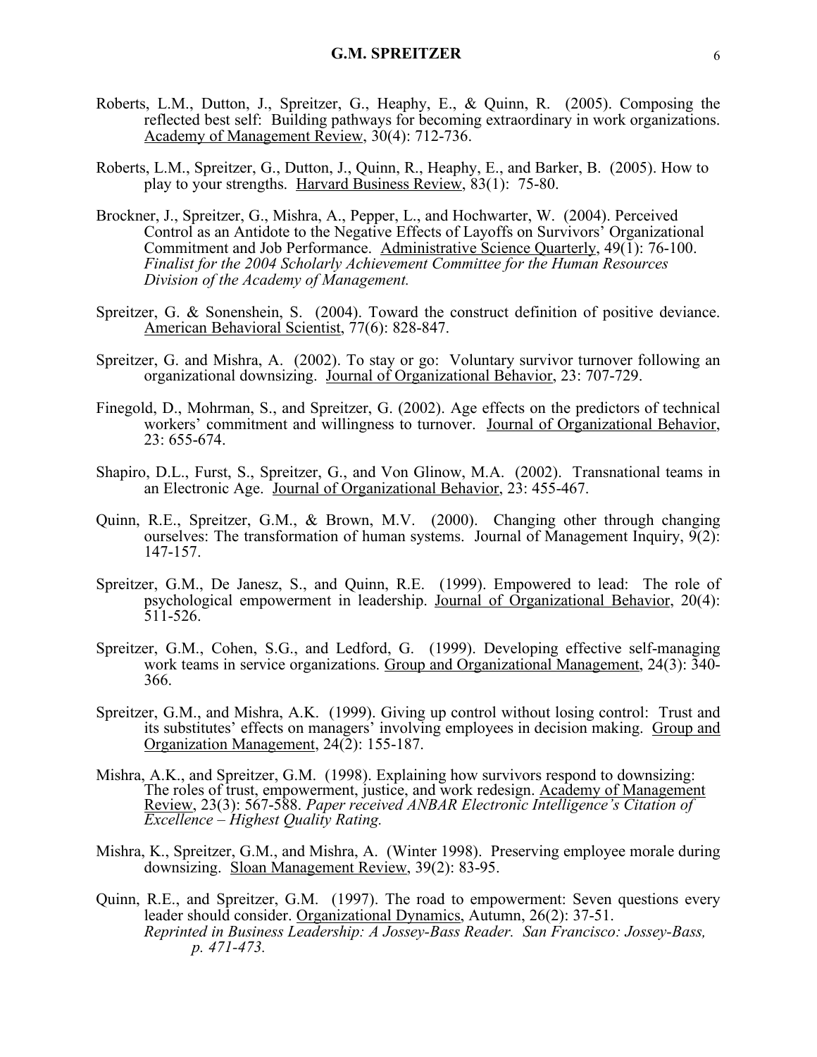Roberts, L.M., Dutton, J., Spreitzer, G., Heaphy, E., & Quinn, R. (2005). Composing the reflected best self: Building pathways for becoming extraordinary in work organizations. Academy of Management Review, 30(4): 712-736.

Roberts, L.M., Spreitzer, G., Dutton, J., Quinn, R., Heaphy, E., and Barker, B. (2005). How to play to your strengths. Harvard Business Review, 83(1): 75-80.

Brockner, J., Spreitzer, G., Mishra, A., Pepper, L., and Hochwarter, W. (2004). Perceived Control as an Antidote to the Negative Effects of Layoffs on Survivors' Organizational Commitment and Job Performance. Administrative Science Quarterly, 49(1): 76-100. *Finalist for the 2004 Scholarly Achievement Committee for the Human Resources Division of the Academy of Management.*

Spreitzer, G. & Sonenshein, S. (2004). Toward the construct definition of positive deviance. American Behavioral Scientist, 77(6): 828-847.

Spreitzer, G. and Mishra, A. (2002). To stay or go: Voluntary survivor turnover following an organizational downsizing. Journal of Organizational Behavior, 23: 707-729.

Finegold, D., Mohrman, S., and Spreitzer, G. (2002). Age effects on the predictors of technical workers' commitment and willingness to turnover. Journal of Organizational Behavior, 23: 655-674.

Shapiro, D.L., Furst, S., Spreitzer, G., and Von Glinow, M.A. (2002). Transnational teams in an Electronic Age. Journal of Organizational Behavior, 23: 455-467.

Quinn, R.E., Spreitzer, G.M., & Brown, M.V. (2000). Changing other through changing ourselves: The transformation of human systems. Journal of Management Inquiry, 9(2): 147-157.

Spreitzer, G.M., De Janesz, S., and Quinn, R.E. (1999). Empowered to lead: The role of psychological empowerment in leadership. Journal of Organizational Behavior, 20(4): 511-526.

Spreitzer, G.M., Cohen, S.G., and Ledford, G. (1999). Developing effective self-managing work teams in service organizations. Group and Organizational Management, 24(3): 340-366.

Spreitzer, G.M., and Mishra, A.K. (1999). Giving up control without losing control: Trust and its substitutes' effects on managers' involving employees in decision making. Group and Organization Management, 24(2): 155-187.

Mishra, A.K., and Spreitzer, G.M. (1998). Explaining how survivors respond to downsizing: The roles of trust, empowerment, justice, and work redesign. Academy of Management Review, 23(3): 567-588. *Paper received ANBAR Electronic Intelligence's Citation of Excellence – Highest Quality Rating.*

Mishra, K., Spreitzer, G.M., and Mishra, A. (Winter 1998). Preserving employee morale during downsizing. Sloan Management Review, 39(2): 83-95.

Quinn, R.E., and Spreitzer, G.M. (1997). The road to empowerment: Seven questions every leader should consider. Organizational Dynamics, Autumn, 26(2): 37-51. *Reprinted in Business Leadership: A Jossey-Bass Reader. San Francisco: Jossey-Bass, p. 471-473.*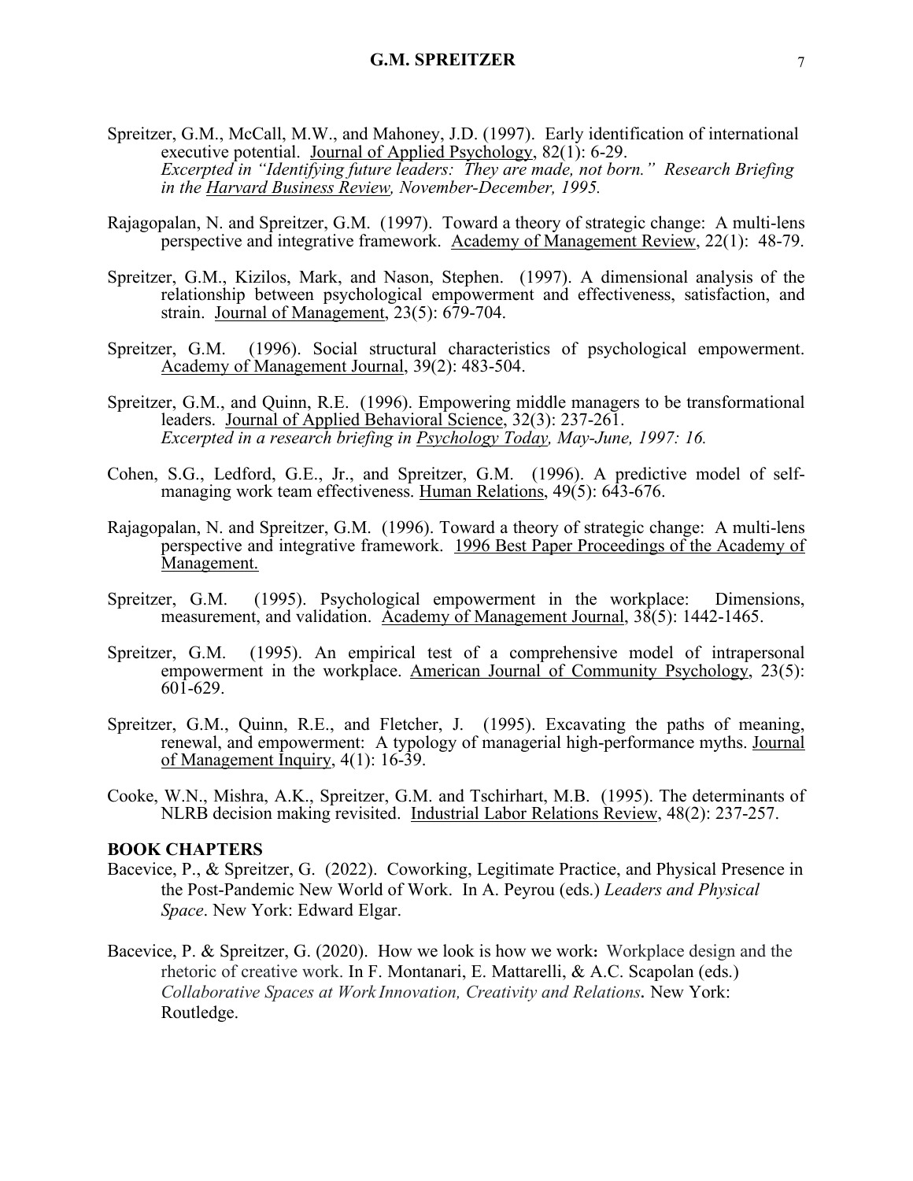Spreitzer, G.M., McCall, M.W., and Mahoney, J.D. (1997). Early identification of international executive potential. Journal of Applied Psychology, 82(1): 6-29.
*Excerpted in "Identifying future leaders: They are made, not born." Research Briefing in the Harvard Business Review, November-December, 1995.*

Rajagopalan, N. and Spreitzer, G.M. (1997). Toward a theory of strategic change: A multi-lens perspective and integrative framework. Academy of Management Review, 22(1): 48-79.

Spreitzer, G.M., Kizilos, Mark, and Nason, Stephen. (1997). A dimensional analysis of the relationship between psychological empowerment and effectiveness, satisfaction, and strain. Journal of Management, 23(5): 679-704.

Spreitzer, G.M. (1996). Social structural characteristics of psychological empowerment. Academy of Management Journal, 39(2): 483-504.

Spreitzer, G.M., and Quinn, R.E. (1996). Empowering middle managers to be transformational leaders. Journal of Applied Behavioral Science, 32(3): 237-261.
*Excerpted in a research briefing in Psychology Today, May-June, 1997: 16.*

Cohen, S.G., Ledford, G.E., Jr., and Spreitzer, G.M. (1996). A predictive model of self-managing work team effectiveness. Human Relations, 49(5): 643-676.

Rajagopalan, N. and Spreitzer, G.M. (1996). Toward a theory of strategic change: A multi-lens perspective and integrative framework. 1996 Best Paper Proceedings of the Academy of Management.

Spreitzer, G.M. (1995). Psychological empowerment in the workplace: Dimensions, measurement, and validation. Academy of Management Journal, 38(5): 1442-1465.

Spreitzer, G.M. (1995). An empirical test of a comprehensive model of intrapersonal empowerment in the workplace. American Journal of Community Psychology, 23(5): 601-629.

Spreitzer, G.M., Quinn, R.E., and Fletcher, J. (1995). Excavating the paths of meaning, renewal, and empowerment: A typology of managerial high-performance myths. Journal of Management Inquiry, 4(1): 16-39.

Cooke, W.N., Mishra, A.K., Spreitzer, G.M. and Tschirhart, M.B. (1995). The determinants of NLRB decision making revisited. Industrial Labor Relations Review, 48(2): 237-257.

**BOOK CHAPTERS**

Bacevice, P., & Spreitzer, G. (2022). Coworking, Legitimate Practice, and Physical Presence in the Post-Pandemic New World of Work. In A. Peyrou (eds.) *Leaders and Physical Space*. New York: Edward Elgar.

Bacevice, P. & Spreitzer, G. (2020). How we look is how we work**:** Workplace design and the rhetoric of creative work. In F. Montanari, E. Mattarelli, & A.C. Scapolan (eds.) *Collaborative Spaces at Work Innovation, Creativity and Relations***.** New York: Routledge.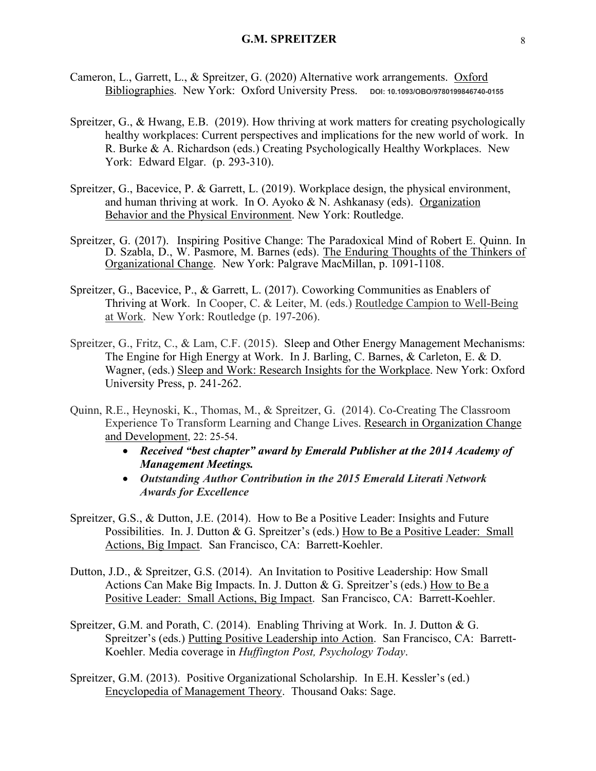Cameron, L., Garrett, L., & Spreitzer, G. (2020) Alternative work arrangements. Oxford Bibliographies. New York: Oxford University Press. DOI: 10.1093/OBO/9780199846740-0155

Spreitzer, G., & Hwang, E.B. (2019). How thriving at work matters for creating psychologically healthy workplaces: Current perspectives and implications for the new world of work. In R. Burke & A. Richardson (eds.) Creating Psychologically Healthy Workplaces. New York: Edward Elgar. (p. 293-310).

Spreitzer, G., Bacevice, P. & Garrett, L. (2019). Workplace design, the physical environment, and human thriving at work. In O. Ayoko & N. Ashkanasy (eds). Organization Behavior and the Physical Environment. New York: Routledge.

Spreitzer, G. (2017). Inspiring Positive Change: The Paradoxical Mind of Robert E. Quinn. In D. Szabla, D., W. Pasmore, M. Barnes (eds). The Enduring Thoughts of the Thinkers of Organizational Change. New York: Palgrave MacMillan, p. 1091-1108.

Spreitzer, G., Bacevice, P., & Garrett, L. (2017). Coworking Communities as Enablers of Thriving at Work. In Cooper, C. & Leiter, M. (eds.) Routledge Campion to Well-Being at Work. New York: Routledge (p. 197-206).

Spreitzer, G., Fritz, C., & Lam, C.F. (2015). Sleep and Other Energy Management Mechanisms: The Engine for High Energy at Work. In J. Barling, C. Barnes, & Carleton, E. & D. Wagner, (eds.) Sleep and Work: Research Insights for the Workplace. New York: Oxford University Press, p. 241-262.

Quinn, R.E., Heynoski, K., Thomas, M., & Spreitzer, G. (2014). Co-Creating The Classroom Experience To Transform Learning and Change Lives. Research in Organization Change and Development, 22: 25-54.

- ***Received "best chapter" award by Emerald Publisher at the 2014 Academy of Management Meetings.***
- ***Outstanding Author Contribution in the 2015 Emerald Literati Network Awards for Excellence***

Spreitzer, G.S., & Dutton, J.E. (2014). How to Be a Positive Leader: Insights and Future Possibilities. In. J. Dutton & G. Spreitzer's (eds.) How to Be a Positive Leader: Small Actions, Big Impact. San Francisco, CA: Barrett-Koehler.

Dutton, J.D., & Spreitzer, G.S. (2014). An Invitation to Positive Leadership: How Small Actions Can Make Big Impacts. In. J. Dutton & G. Spreitzer's (eds.) How to Be a Positive Leader: Small Actions, Big Impact. San Francisco, CA: Barrett-Koehler.

Spreitzer, G.M. and Porath, C. (2014). Enabling Thriving at Work. In. J. Dutton & G. Spreitzer's (eds.) Putting Positive Leadership into Action. San Francisco, CA: Barrett-Koehler. Media coverage in *Huffington Post, Psychology Today*.

Spreitzer, G.M. (2013). Positive Organizational Scholarship. In E.H. Kessler's (ed.) Encyclopedia of Management Theory. Thousand Oaks: Sage.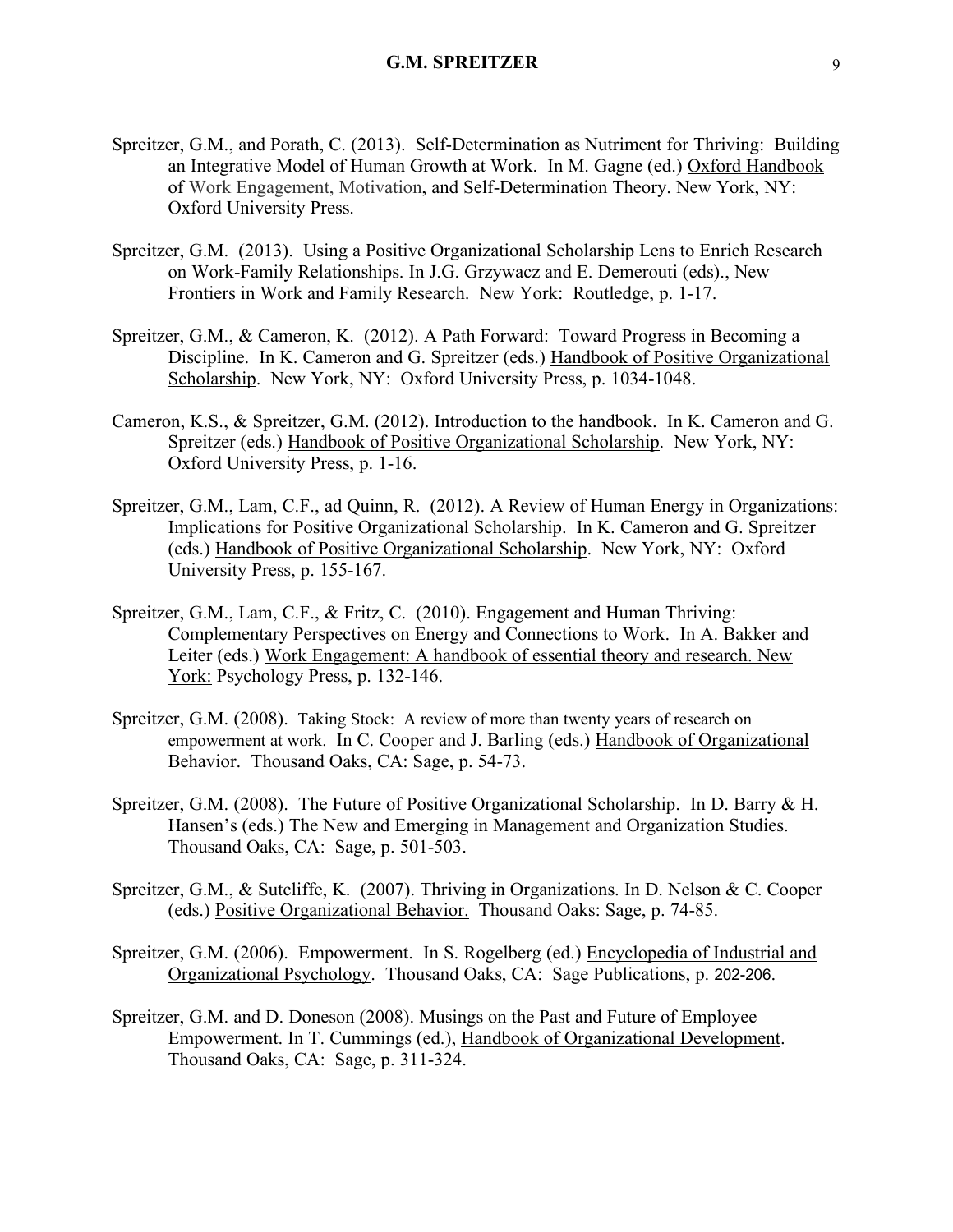Spreitzer, G.M., and Porath, C. (2013). Self-Determination as Nutriment for Thriving: Building an Integrative Model of Human Growth at Work. In M. Gagne (ed.) Oxford Handbook of Work Engagement, Motivation, and Self-Determination Theory. New York, NY: Oxford University Press.

Spreitzer, G.M. (2013). Using a Positive Organizational Scholarship Lens to Enrich Research on Work-Family Relationships. In J.G. Grzywacz and E. Demerouti (eds)., New Frontiers in Work and Family Research. New York: Routledge, p. 1-17.

Spreitzer, G.M., & Cameron, K. (2012). A Path Forward: Toward Progress in Becoming a Discipline. In K. Cameron and G. Spreitzer (eds.) Handbook of Positive Organizational Scholarship. New York, NY: Oxford University Press, p. 1034-1048.

Cameron, K.S., & Spreitzer, G.M. (2012). Introduction to the handbook. In K. Cameron and G. Spreitzer (eds.) Handbook of Positive Organizational Scholarship. New York, NY: Oxford University Press, p. 1-16.

Spreitzer, G.M., Lam, C.F., ad Quinn, R. (2012). A Review of Human Energy in Organizations: Implications for Positive Organizational Scholarship. In K. Cameron and G. Spreitzer (eds.) Handbook of Positive Organizational Scholarship. New York, NY: Oxford University Press, p. 155-167.

Spreitzer, G.M., Lam, C.F., & Fritz, C. (2010). Engagement and Human Thriving: Complementary Perspectives on Energy and Connections to Work. In A. Bakker and Leiter (eds.) Work Engagement: A handbook of essential theory and research. New York: Psychology Press, p. 132-146.

Spreitzer, G.M. (2008). Taking Stock: A review of more than twenty years of research on empowerment at work. In C. Cooper and J. Barling (eds.) Handbook of Organizational Behavior. Thousand Oaks, CA: Sage, p. 54-73.

Spreitzer, G.M. (2008). The Future of Positive Organizational Scholarship. In D. Barry & H. Hansen's (eds.) The New and Emerging in Management and Organization Studies. Thousand Oaks, CA: Sage, p. 501-503.

Spreitzer, G.M., & Sutcliffe, K. (2007). Thriving in Organizations. In D. Nelson & C. Cooper (eds.) Positive Organizational Behavior. Thousand Oaks: Sage, p. 74-85.

Spreitzer, G.M. (2006). Empowerment. In S. Rogelberg (ed.) Encyclopedia of Industrial and Organizational Psychology. Thousand Oaks, CA: Sage Publications, p. 202-206.

Spreitzer, G.M. and D. Doneson (2008). Musings on the Past and Future of Employee Empowerment. In T. Cummings (ed.), Handbook of Organizational Development. Thousand Oaks, CA: Sage, p. 311-324.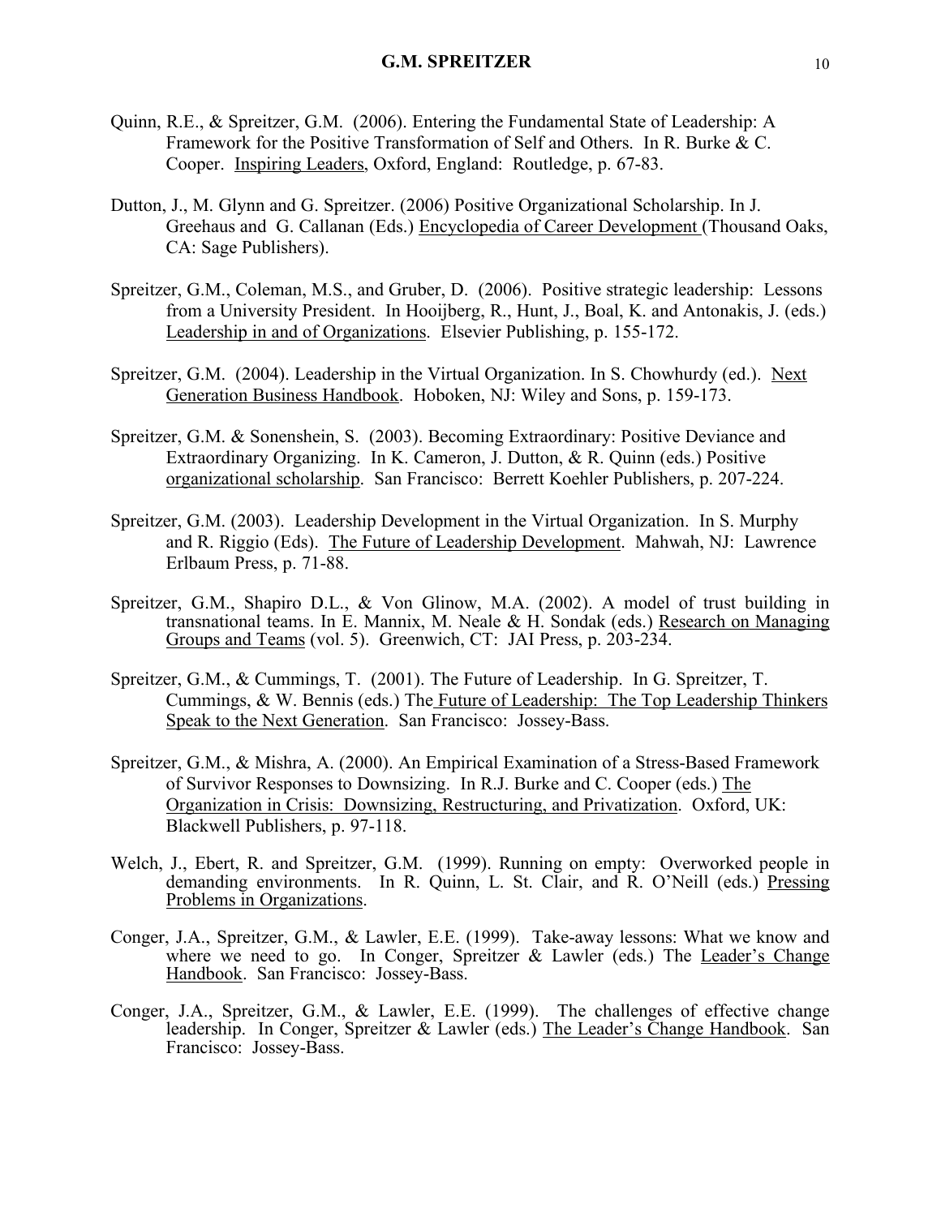Quinn, R.E., & Spreitzer, G.M. (2006). Entering the Fundamental State of Leadership: A Framework for the Positive Transformation of Self and Others. In R. Burke & C. Cooper. Inspiring Leaders, Oxford, England: Routledge, p. 67-83.

Dutton, J., M. Glynn and G. Spreitzer. (2006) Positive Organizational Scholarship. In J. Greehaus and G. Callanan (Eds.) Encyclopedia of Career Development (Thousand Oaks, CA: Sage Publishers).

Spreitzer, G.M., Coleman, M.S., and Gruber, D. (2006). Positive strategic leadership: Lessons from a University President. In Hooijberg, R., Hunt, J., Boal, K. and Antonakis, J. (eds.) Leadership in and of Organizations. Elsevier Publishing, p. 155-172.

Spreitzer, G.M. (2004). Leadership in the Virtual Organization. In S. Chowhurdy (ed.). Next Generation Business Handbook. Hoboken, NJ: Wiley and Sons, p. 159-173.

Spreitzer, G.M. & Sonenshein, S. (2003). Becoming Extraordinary: Positive Deviance and Extraordinary Organizing. In K. Cameron, J. Dutton, & R. Quinn (eds.) Positive organizational scholarship. San Francisco: Berrett Koehler Publishers, p. 207-224.

Spreitzer, G.M. (2003). Leadership Development in the Virtual Organization. In S. Murphy and R. Riggio (Eds). The Future of Leadership Development. Mahwah, NJ: Lawrence Erlbaum Press, p. 71-88.

Spreitzer, G.M., Shapiro D.L., & Von Glinow, M.A. (2002). A model of trust building in transnational teams. In E. Mannix, M. Neale & H. Sondak (eds.) Research on Managing Groups and Teams (vol. 5). Greenwich, CT: JAI Press, p. 203-234.

Spreitzer, G.M., & Cummings, T. (2001). The Future of Leadership. In G. Spreitzer, T. Cummings, & W. Bennis (eds.) The Future of Leadership: The Top Leadership Thinkers Speak to the Next Generation. San Francisco: Jossey-Bass.

Spreitzer, G.M., & Mishra, A. (2000). An Empirical Examination of a Stress-Based Framework of Survivor Responses to Downsizing. In R.J. Burke and C. Cooper (eds.) The Organization in Crisis: Downsizing, Restructuring, and Privatization. Oxford, UK: Blackwell Publishers, p. 97-118.

Welch, J., Ebert, R. and Spreitzer, G.M. (1999). Running on empty: Overworked people in demanding environments. In R. Quinn, L. St. Clair, and R. O'Neill (eds.) Pressing Problems in Organizations.

Conger, J.A., Spreitzer, G.M., & Lawler, E.E. (1999). Take-away lessons: What we know and where we need to go. In Conger, Spreitzer & Lawler (eds.) The Leader's Change Handbook. San Francisco: Jossey-Bass.

Conger, J.A., Spreitzer, G.M., & Lawler, E.E. (1999). The challenges of effective change leadership. In Conger, Spreitzer & Lawler (eds.) The Leader's Change Handbook. San Francisco: Jossey-Bass.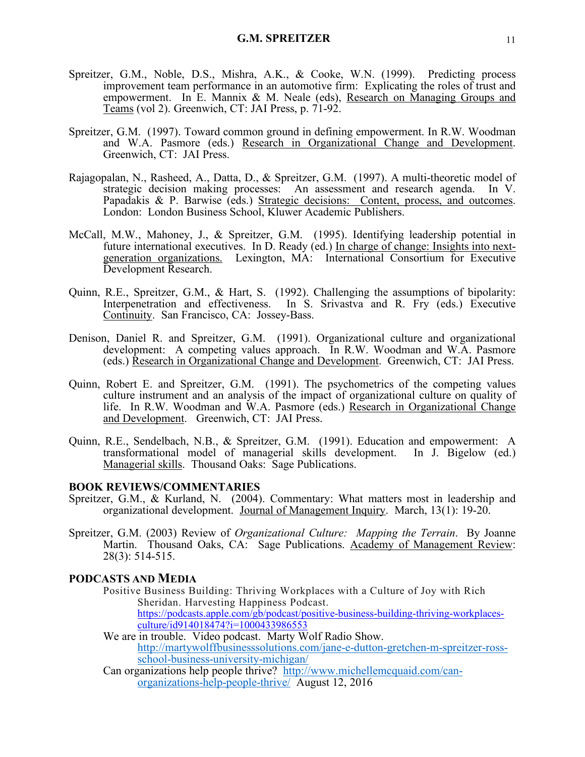Spreitzer, G.M., Noble, D.S., Mishra, A.K., & Cooke, W.N. (1999). Predicting process improvement team performance in an automotive firm: Explicating the roles of trust and empowerment. In E. Mannix & M. Neale (eds), Research on Managing Groups and Teams (vol 2). Greenwich, CT: JAI Press, p. 71-92.

Spreitzer, G.M. (1997). Toward common ground in defining empowerment. In R.W. Woodman and W.A. Pasmore (eds.) Research in Organizational Change and Development. Greenwich, CT: JAI Press.

Rajagopalan, N., Rasheed, A., Datta, D., & Spreitzer, G.M. (1997). A multi-theoretic model of strategic decision making processes: An assessment and research agenda. In V. Papadakis & P. Barwise (eds.) Strategic decisions: Content, process, and outcomes. London: London Business School, Kluwer Academic Publishers.

McCall, M.W., Mahoney, J., & Spreitzer, G.M. (1995). Identifying leadership potential in future international executives. In D. Ready (ed.) In charge of change: Insights into next-generation organizations. Lexington, MA: International Consortium for Executive Development Research.

Quinn, R.E., Spreitzer, G.M., & Hart, S. (1992). Challenging the assumptions of bipolarity: Interpenetration and effectiveness. In S. Srivastva and R. Fry (eds.) Executive Continuity. San Francisco, CA: Jossey-Bass.

Denison, Daniel R. and Spreitzer, G.M. (1991). Organizational culture and organizational development: A competing values approach. In R.W. Woodman and W.A. Pasmore (eds.) Research in Organizational Change and Development. Greenwich, CT: JAI Press.

Quinn, Robert E. and Spreitzer, G.M. (1991). The psychometrics of the competing values culture instrument and an analysis of the impact of organizational culture on quality of life. In R.W. Woodman and W.A. Pasmore (eds.) Research in Organizational Change and Development. Greenwich, CT: JAI Press.

Quinn, R.E., Sendelbach, N.B., & Spreitzer, G.M. (1991). Education and empowerment: A transformational model of managerial skills development. In J. Bigelow (ed.) Managerial skills. Thousand Oaks: Sage Publications.

**BOOK REVIEWS/COMMENTARIES**

Spreitzer, G.M., & Kurland, N. (2004). Commentary: What matters most in leadership and organizational development. Journal of Management Inquiry. March, 13(1): 19-20.

Spreitzer, G.M. (2003) Review of *Organizational Culture: Mapping the Terrain*. By Joanne Martin. Thousand Oaks, CA: Sage Publications. Academy of Management Review: 28(3): 514-515.

**PODCASTS AND MEDIA**

Positive Business Building: Thriving Workplaces with a Culture of Joy with Rich Sheridan. Harvesting Happiness Podcast. https://podcasts.apple.com/gb/podcast/positive-business-building-thriving-workplaces-culture/id914018474?i=1000433986553

We are in trouble. Video podcast. Marty Wolf Radio Show. http://martywolffbusinesssolutions.com/jane-e-dutton-gretchen-m-spreitzer-ross-school-business-university-michigan/

Can organizations help people thrive? http://www.michellemcquaid.com/can-organizations-help-people-thrive/ August 12, 2016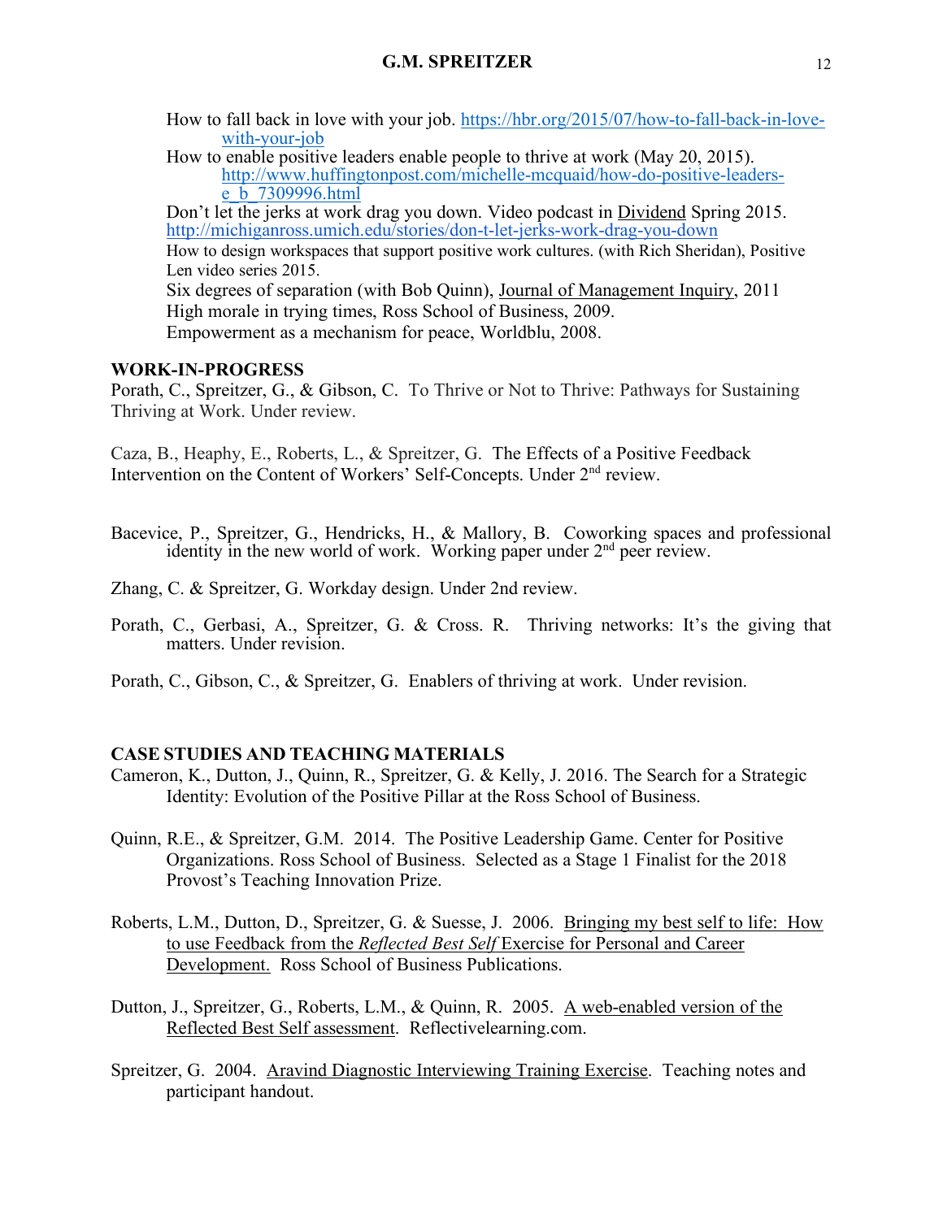How to fall back in love with your job. https://hbr.org/2015/07/how-to-fall-back-in-love-with-your-job

How to enable positive leaders enable people to thrive at work (May 20, 2015). http://www.huffingtonpost.com/michelle-mcquaid/how-do-positive-leaders-e_b_7309996.html

Don't let the jerks at work drag you down. Video podcast in Dividend Spring 2015. http://michiganross.umich.edu/stories/don-t-let-jerks-work-drag-you-down

How to design workspaces that support positive work cultures. (with Rich Sheridan), Positive Len video series 2015.

Six degrees of separation (with Bob Quinn), Journal of Management Inquiry, 2011

High morale in trying times, Ross School of Business, 2009.

Empowerment as a mechanism for peace, Worldblu, 2008.

## WORK-IN-PROGRESS

Porath, C., Spreitzer, G., & Gibson, C. To Thrive or Not to Thrive: Pathways for Sustaining Thriving at Work. Under review.

Caza, B., Heaphy, E., Roberts, L., & Spreitzer, G. The Effects of a Positive Feedback Intervention on the Content of Workers' Self-Concepts. Under 2nd review.

Bacevice, P., Spreitzer, G., Hendricks, H., & Mallory, B. Coworking spaces and professional identity in the new world of work. Working paper under 2nd peer review.

Zhang, C. & Spreitzer, G. Workday design. Under 2nd review.

Porath, C., Gerbasi, A., Spreitzer, G. & Cross. R. Thriving networks: It's the giving that matters. Under revision.

Porath, C., Gibson, C., & Spreitzer, G. Enablers of thriving at work. Under revision.

## CASE STUDIES AND TEACHING MATERIALS

Cameron, K., Dutton, J., Quinn, R., Spreitzer, G. & Kelly, J. 2016. The Search for a Strategic Identity: Evolution of the Positive Pillar at the Ross School of Business.

Quinn, R.E., & Spreitzer, G.M. 2014. The Positive Leadership Game. Center for Positive Organizations. Ross School of Business. Selected as a Stage 1 Finalist for the 2018 Provost's Teaching Innovation Prize.

Roberts, L.M., Dutton, D., Spreitzer, G. & Suesse, J. 2006. Bringing my best self to life: How to use Feedback from the *Reflected Best Self* Exercise for Personal and Career Development. Ross School of Business Publications.

Dutton, J., Spreitzer, G., Roberts, L.M., & Quinn, R. 2005. A web-enabled version of the Reflected Best Self assessment. Reflectivelearning.com.

Spreitzer, G. 2004. Aravind Diagnostic Interviewing Training Exercise. Teaching notes and participant handout.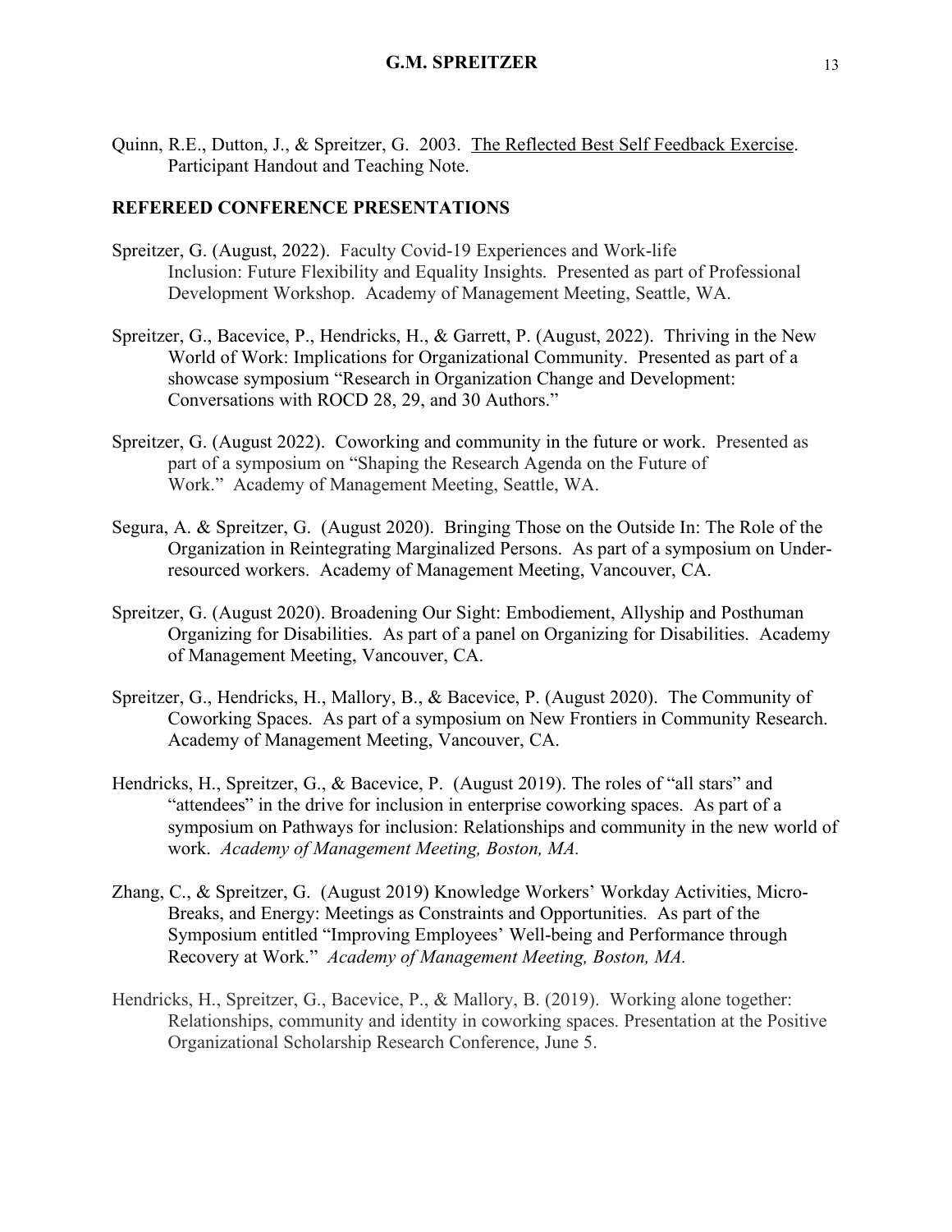Quinn, R.E., Dutton, J., & Spreitzer, G. 2003. The Reflected Best Self Feedback Exercise. Participant Handout and Teaching Note.

## REFEREED CONFERENCE PRESENTATIONS

Spreitzer, G. (August, 2022). Faculty Covid-19 Experiences and Work-life Inclusion: Future Flexibility and Equality Insights. Presented as part of Professional Development Workshop. Academy of Management Meeting, Seattle, WA.

Spreitzer, G., Bacevice, P., Hendricks, H., & Garrett, P. (August, 2022). Thriving in the New World of Work: Implications for Organizational Community. Presented as part of a showcase symposium "Research in Organization Change and Development: Conversations with ROCD 28, 29, and 30 Authors."

Spreitzer, G. (August 2022). Coworking and community in the future or work. Presented as part of a symposium on "Shaping the Research Agenda on the Future of Work." Academy of Management Meeting, Seattle, WA.

Segura, A. & Spreitzer, G. (August 2020). Bringing Those on the Outside In: The Role of the Organization in Reintegrating Marginalized Persons. As part of a symposium on Under-resourced workers. Academy of Management Meeting, Vancouver, CA.

Spreitzer, G. (August 2020). Broadening Our Sight: Embodiement, Allyship and Posthuman Organizing for Disabilities. As part of a panel on Organizing for Disabilities. Academy of Management Meeting, Vancouver, CA.

Spreitzer, G., Hendricks, H., Mallory, B., & Bacevice, P. (August 2020). The Community of Coworking Spaces. As part of a symposium on New Frontiers in Community Research. Academy of Management Meeting, Vancouver, CA.

Hendricks, H., Spreitzer, G., & Bacevice, P. (August 2019). The roles of "all stars" and "attendees" in the drive for inclusion in enterprise coworking spaces. As part of a symposium on Pathways for inclusion: Relationships and community in the new world of work. *Academy of Management Meeting, Boston, MA.*

Zhang, C., & Spreitzer, G. (August 2019) Knowledge Workers' Workday Activities, Micro-Breaks, and Energy: Meetings as Constraints and Opportunities. As part of the Symposium entitled "Improving Employees' Well-being and Performance through Recovery at Work." *Academy of Management Meeting, Boston, MA.*

Hendricks, H., Spreitzer, G., Bacevice, P., & Mallory, B. (2019). Working alone together: Relationships, community and identity in coworking spaces. Presentation at the Positive Organizational Scholarship Research Conference, June 5.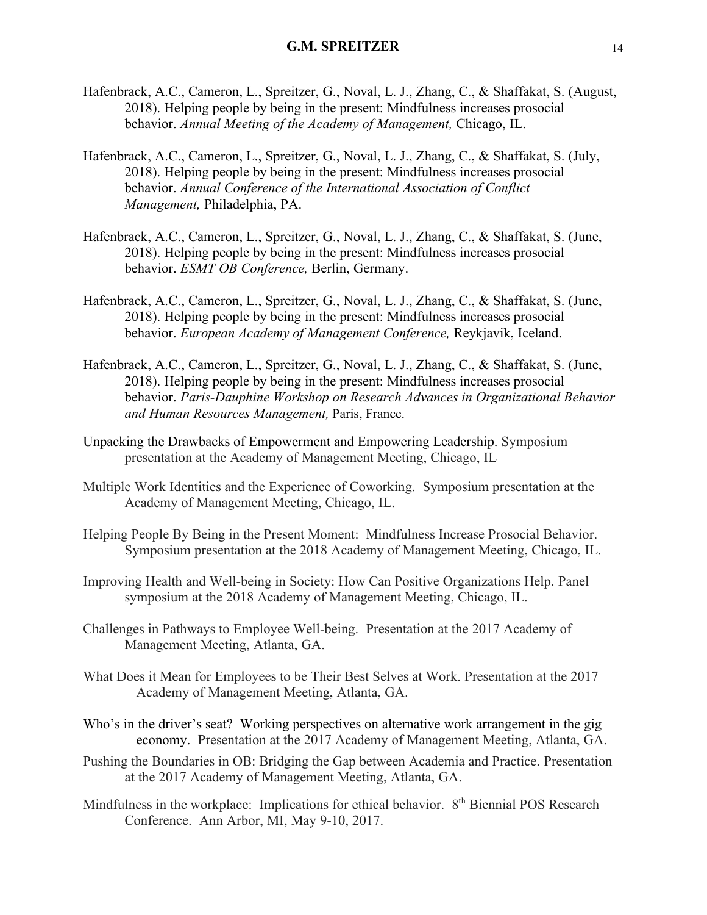Hafenbrack, A.C., Cameron, L., Spreitzer, G., Noval, L. J., Zhang, C., & Shaffakat, S. (August, 2018). Helping people by being in the present: Mindfulness increases prosocial behavior. *Annual Meeting of the Academy of Management,* Chicago, IL.

Hafenbrack, A.C., Cameron, L., Spreitzer, G., Noval, L. J., Zhang, C., & Shaffakat, S. (July, 2018). Helping people by being in the present: Mindfulness increases prosocial behavior. *Annual Conference of the International Association of Conflict Management,* Philadelphia, PA.

Hafenbrack, A.C., Cameron, L., Spreitzer, G., Noval, L. J., Zhang, C., & Shaffakat, S. (June, 2018). Helping people by being in the present: Mindfulness increases prosocial behavior. *ESMT OB Conference,* Berlin, Germany.

Hafenbrack, A.C., Cameron, L., Spreitzer, G., Noval, L. J., Zhang, C., & Shaffakat, S. (June, 2018). Helping people by being in the present: Mindfulness increases prosocial behavior. *European Academy of Management Conference,* Reykjavik, Iceland.

Hafenbrack, A.C., Cameron, L., Spreitzer, G., Noval, L. J., Zhang, C., & Shaffakat, S. (June, 2018). Helping people by being in the present: Mindfulness increases prosocial behavior. *Paris-Dauphine Workshop on Research Advances in Organizational Behavior and Human Resources Management,* Paris, France.

Unpacking the Drawbacks of Empowerment and Empowering Leadership. Symposium presentation at the Academy of Management Meeting, Chicago, IL

Multiple Work Identities and the Experience of Coworking. Symposium presentation at the Academy of Management Meeting, Chicago, IL.

Helping People By Being in the Present Moment: Mindfulness Increase Prosocial Behavior. Symposium presentation at the 2018 Academy of Management Meeting, Chicago, IL.

Improving Health and Well-being in Society: How Can Positive Organizations Help. Panel symposium at the 2018 Academy of Management Meeting, Chicago, IL.

Challenges in Pathways to Employee Well-being. Presentation at the 2017 Academy of Management Meeting, Atlanta, GA.

What Does it Mean for Employees to be Their Best Selves at Work. Presentation at the 2017 Academy of Management Meeting, Atlanta, GA.

Who's in the driver's seat? Working perspectives on alternative work arrangement in the gig economy. Presentation at the 2017 Academy of Management Meeting, Atlanta, GA.

Pushing the Boundaries in OB: Bridging the Gap between Academia and Practice. Presentation at the 2017 Academy of Management Meeting, Atlanta, GA.

Mindfulness in the workplace: Implications for ethical behavior. 8th Biennial POS Research Conference. Ann Arbor, MI, May 9-10, 2017.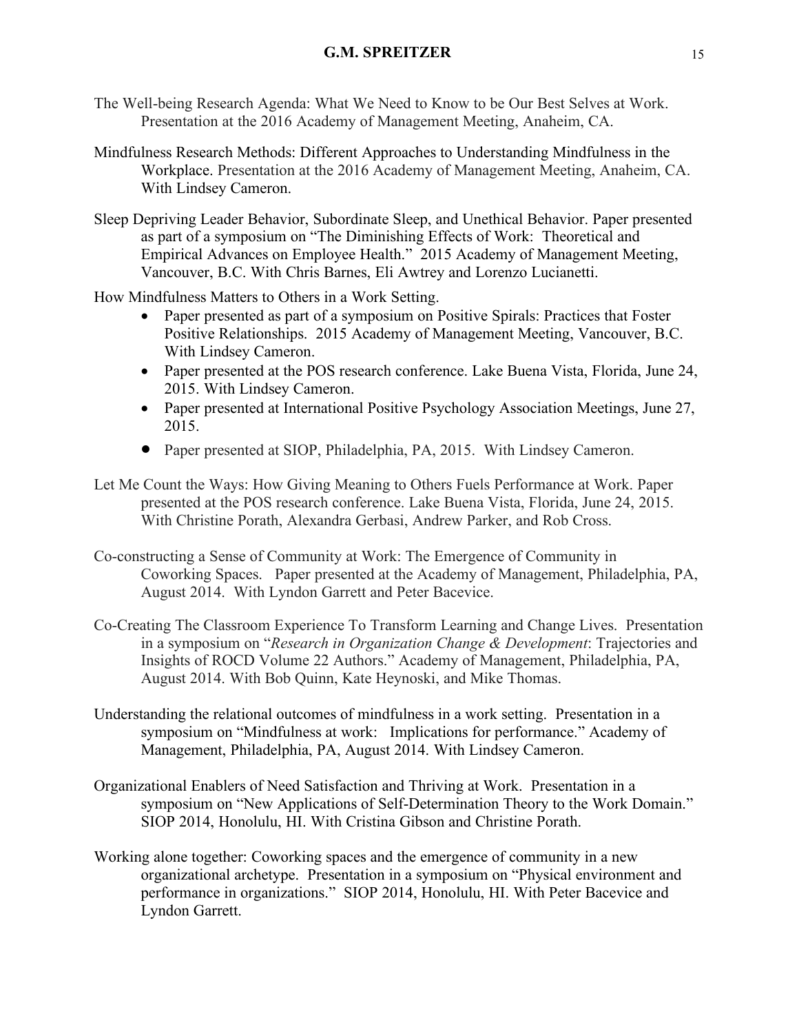The Well-being Research Agenda: What We Need to Know to be Our Best Selves at Work. Presentation at the 2016 Academy of Management Meeting, Anaheim, CA.

Mindfulness Research Methods: Different Approaches to Understanding Mindfulness in the Workplace. Presentation at the 2016 Academy of Management Meeting, Anaheim, CA. With Lindsey Cameron.

Sleep Depriving Leader Behavior, Subordinate Sleep, and Unethical Behavior. Paper presented as part of a symposium on "The Diminishing Effects of Work: Theoretical and Empirical Advances on Employee Health." 2015 Academy of Management Meeting, Vancouver, B.C. With Chris Barnes, Eli Awtrey and Lorenzo Lucianetti.

How Mindfulness Matters to Others in a Work Setting.

- Paper presented as part of a symposium on Positive Spirals: Practices that Foster Positive Relationships. 2015 Academy of Management Meeting, Vancouver, B.C. With Lindsey Cameron.
- Paper presented at the POS research conference. Lake Buena Vista, Florida, June 24, 2015. With Lindsey Cameron.
- Paper presented at International Positive Psychology Association Meetings, June 27, 2015.
- Paper presented at SIOP, Philadelphia, PA, 2015. With Lindsey Cameron.

Let Me Count the Ways: How Giving Meaning to Others Fuels Performance at Work. Paper presented at the POS research conference. Lake Buena Vista, Florida, June 24, 2015. With Christine Porath, Alexandra Gerbasi, Andrew Parker, and Rob Cross.

Co-constructing a Sense of Community at Work: The Emergence of Community in Coworking Spaces. Paper presented at the Academy of Management, Philadelphia, PA, August 2014. With Lyndon Garrett and Peter Bacevice.

Co-Creating The Classroom Experience To Transform Learning and Change Lives. Presentation in a symposium on "*Research in Organization Change & Development*: Trajectories and Insights of ROCD Volume 22 Authors." Academy of Management, Philadelphia, PA, August 2014. With Bob Quinn, Kate Heynoski, and Mike Thomas.

Understanding the relational outcomes of mindfulness in a work setting. Presentation in a symposium on "Mindfulness at work: Implications for performance." Academy of Management, Philadelphia, PA, August 2014. With Lindsey Cameron.

Organizational Enablers of Need Satisfaction and Thriving at Work. Presentation in a symposium on "New Applications of Self-Determination Theory to the Work Domain." SIOP 2014, Honolulu, HI. With Cristina Gibson and Christine Porath.

Working alone together: Coworking spaces and the emergence of community in a new organizational archetype. Presentation in a symposium on "Physical environment and performance in organizations." SIOP 2014, Honolulu, HI. With Peter Bacevice and Lyndon Garrett.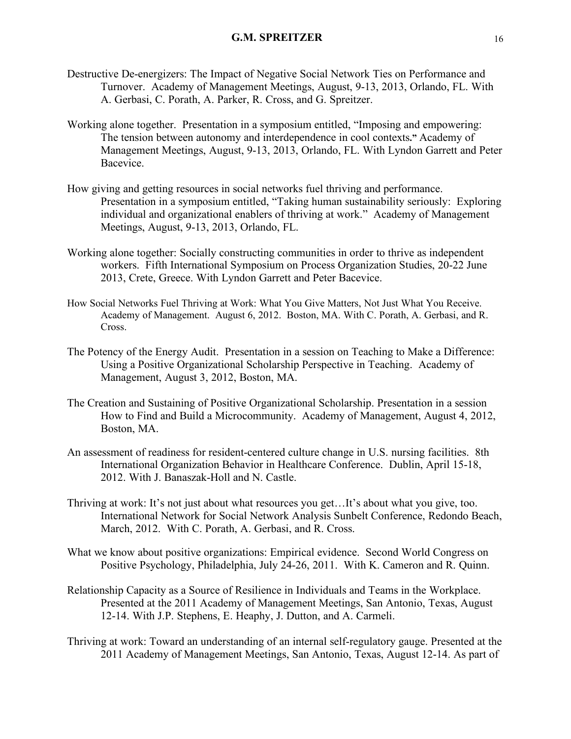Destructive De-energizers: The Impact of Negative Social Network Ties on Performance and Turnover. Academy of Management Meetings, August, 9-13, 2013, Orlando, FL. With A. Gerbasi, C. Porath, A. Parker, R. Cross, and G. Spreitzer.

Working alone together. Presentation in a symposium entitled, "Imposing and empowering: The tension between autonomy and interdependence in cool contexts**."** Academy of Management Meetings, August, 9-13, 2013, Orlando, FL. With Lyndon Garrett and Peter Bacevice.

How giving and getting resources in social networks fuel thriving and performance. Presentation in a symposium entitled, "Taking human sustainability seriously: Exploring individual and organizational enablers of thriving at work." Academy of Management Meetings, August, 9-13, 2013, Orlando, FL.

Working alone together: Socially constructing communities in order to thrive as independent workers. Fifth International Symposium on Process Organization Studies, 20-22 June 2013, Crete, Greece. With Lyndon Garrett and Peter Bacevice.

How Social Networks Fuel Thriving at Work: What You Give Matters, Not Just What You Receive. Academy of Management. August 6, 2012. Boston, MA. With C. Porath, A. Gerbasi, and R. Cross.

The Potency of the Energy Audit. Presentation in a session on Teaching to Make a Difference: Using a Positive Organizational Scholarship Perspective in Teaching. Academy of Management, August 3, 2012, Boston, MA.

The Creation and Sustaining of Positive Organizational Scholarship. Presentation in a session How to Find and Build a Microcommunity. Academy of Management, August 4, 2012, Boston, MA.

An assessment of readiness for resident-centered culture change in U.S. nursing facilities. 8th International Organization Behavior in Healthcare Conference. Dublin, April 15-18, 2012. With J. Banaszak-Holl and N. Castle.

Thriving at work: It's not just about what resources you get…It's about what you give, too. International Network for Social Network Analysis Sunbelt Conference, Redondo Beach, March, 2012. With C. Porath, A. Gerbasi, and R. Cross.

What we know about positive organizations: Empirical evidence. Second World Congress on Positive Psychology, Philadelphia, July 24-26, 2011. With K. Cameron and R. Quinn.

Relationship Capacity as a Source of Resilience in Individuals and Teams in the Workplace. Presented at the 2011 Academy of Management Meetings, San Antonio, Texas, August 12-14. With J.P. Stephens, E. Heaphy, J. Dutton, and A. Carmeli.

Thriving at work: Toward an understanding of an internal self-regulatory gauge. Presented at the 2011 Academy of Management Meetings, San Antonio, Texas, August 12-14. As part of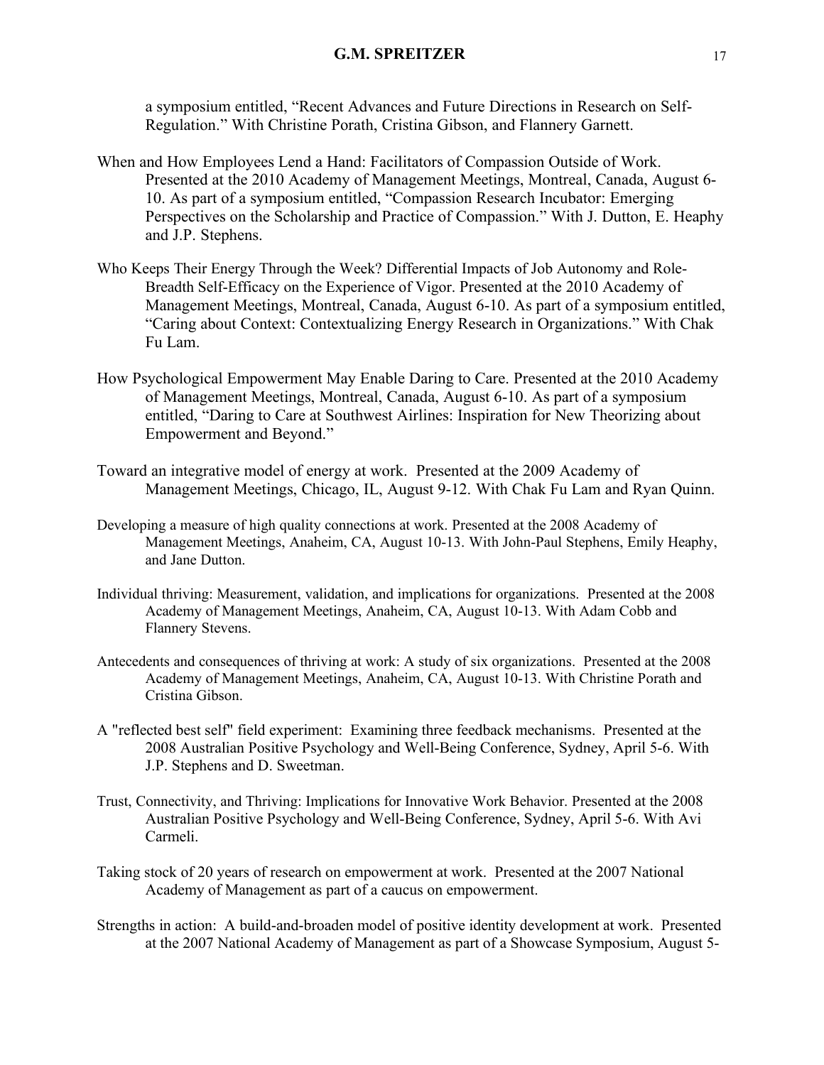a symposium entitled, "Recent Advances and Future Directions in Research on Self-Regulation." With Christine Porath, Cristina Gibson, and Flannery Garnett.

When and How Employees Lend a Hand: Facilitators of Compassion Outside of Work. Presented at the 2010 Academy of Management Meetings, Montreal, Canada, August 6-10. As part of a symposium entitled, "Compassion Research Incubator: Emerging Perspectives on the Scholarship and Practice of Compassion." With J. Dutton, E. Heaphy and J.P. Stephens.

Who Keeps Their Energy Through the Week? Differential Impacts of Job Autonomy and Role-Breadth Self-Efficacy on the Experience of Vigor. Presented at the 2010 Academy of Management Meetings, Montreal, Canada, August 6-10. As part of a symposium entitled, "Caring about Context: Contextualizing Energy Research in Organizations." With Chak Fu Lam.

How Psychological Empowerment May Enable Daring to Care. Presented at the 2010 Academy of Management Meetings, Montreal, Canada, August 6-10. As part of a symposium entitled, "Daring to Care at Southwest Airlines: Inspiration for New Theorizing about Empowerment and Beyond."

Toward an integrative model of energy at work. Presented at the 2009 Academy of Management Meetings, Chicago, IL, August 9-12. With Chak Fu Lam and Ryan Quinn.

Developing a measure of high quality connections at work. Presented at the 2008 Academy of Management Meetings, Anaheim, CA, August 10-13. With John-Paul Stephens, Emily Heaphy, and Jane Dutton.

Individual thriving: Measurement, validation, and implications for organizations. Presented at the 2008 Academy of Management Meetings, Anaheim, CA, August 10-13. With Adam Cobb and Flannery Stevens.

Antecedents and consequences of thriving at work: A study of six organizations. Presented at the 2008 Academy of Management Meetings, Anaheim, CA, August 10-13. With Christine Porath and Cristina Gibson.

A "reflected best self" field experiment: Examining three feedback mechanisms. Presented at the 2008 Australian Positive Psychology and Well-Being Conference, Sydney, April 5-6. With J.P. Stephens and D. Sweetman.

Trust, Connectivity, and Thriving: Implications for Innovative Work Behavior. Presented at the 2008 Australian Positive Psychology and Well-Being Conference, Sydney, April 5-6. With Avi Carmeli.

Taking stock of 20 years of research on empowerment at work. Presented at the 2007 National Academy of Management as part of a caucus on empowerment.

Strengths in action: A build-and-broaden model of positive identity development at work. Presented at the 2007 National Academy of Management as part of a Showcase Symposium, August 5-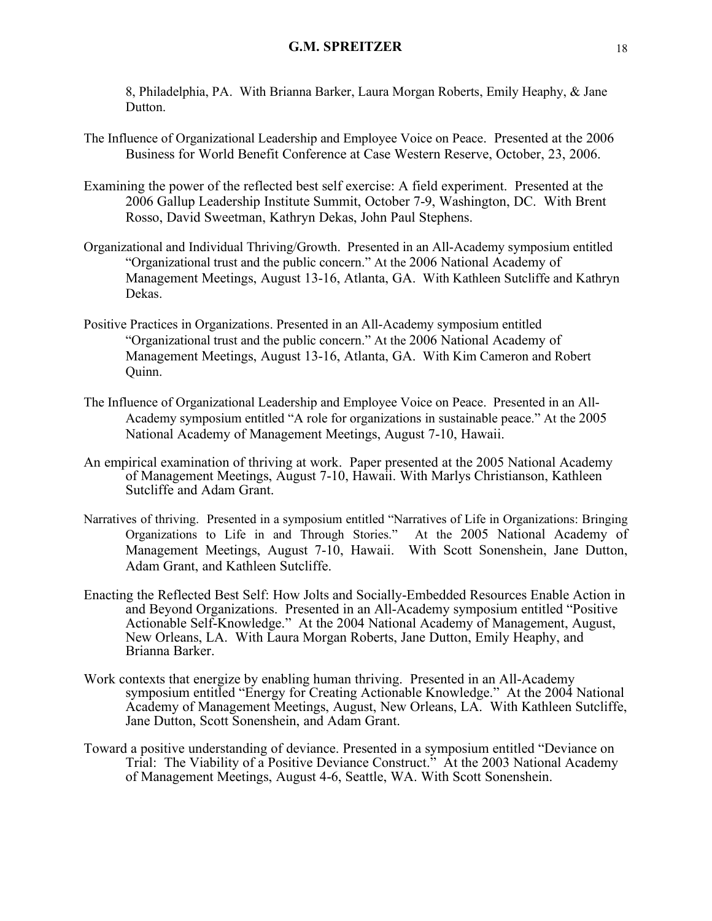8, Philadelphia, PA. With Brianna Barker, Laura Morgan Roberts, Emily Heaphy, & Jane Dutton.

The Influence of Organizational Leadership and Employee Voice on Peace. Presented at the 2006 Business for World Benefit Conference at Case Western Reserve, October, 23, 2006.

Examining the power of the reflected best self exercise: A field experiment. Presented at the 2006 Gallup Leadership Institute Summit, October 7-9, Washington, DC. With Brent Rosso, David Sweetman, Kathryn Dekas, John Paul Stephens.

Organizational and Individual Thriving/Growth. Presented in an All-Academy symposium entitled "Organizational trust and the public concern." At the 2006 National Academy of Management Meetings, August 13-16, Atlanta, GA. With Kathleen Sutcliffe and Kathryn Dekas.

Positive Practices in Organizations. Presented in an All-Academy symposium entitled "Organizational trust and the public concern." At the 2006 National Academy of Management Meetings, August 13-16, Atlanta, GA. With Kim Cameron and Robert Quinn.

The Influence of Organizational Leadership and Employee Voice on Peace. Presented in an All-Academy symposium entitled "A role for organizations in sustainable peace." At the 2005 National Academy of Management Meetings, August 7-10, Hawaii.

An empirical examination of thriving at work. Paper presented at the 2005 National Academy of Management Meetings, August 7-10, Hawaii. With Marlys Christianson, Kathleen Sutcliffe and Adam Grant.

Narratives of thriving. Presented in a symposium entitled "Narratives of Life in Organizations: Bringing Organizations to Life in and Through Stories." At the 2005 National Academy of Management Meetings, August 7-10, Hawaii. With Scott Sonenshein, Jane Dutton, Adam Grant, and Kathleen Sutcliffe.

Enacting the Reflected Best Self: How Jolts and Socially-Embedded Resources Enable Action in and Beyond Organizations. Presented in an All-Academy symposium entitled "Positive Actionable Self-Knowledge." At the 2004 National Academy of Management, August, New Orleans, LA. With Laura Morgan Roberts, Jane Dutton, Emily Heaphy, and Brianna Barker.

Work contexts that energize by enabling human thriving. Presented in an All-Academy symposium entitled "Energy for Creating Actionable Knowledge." At the 2004 National Academy of Management Meetings, August, New Orleans, LA. With Kathleen Sutcliffe, Jane Dutton, Scott Sonenshein, and Adam Grant.

Toward a positive understanding of deviance. Presented in a symposium entitled "Deviance on Trial: The Viability of a Positive Deviance Construct." At the 2003 National Academy of Management Meetings, August 4-6, Seattle, WA. With Scott Sonenshein.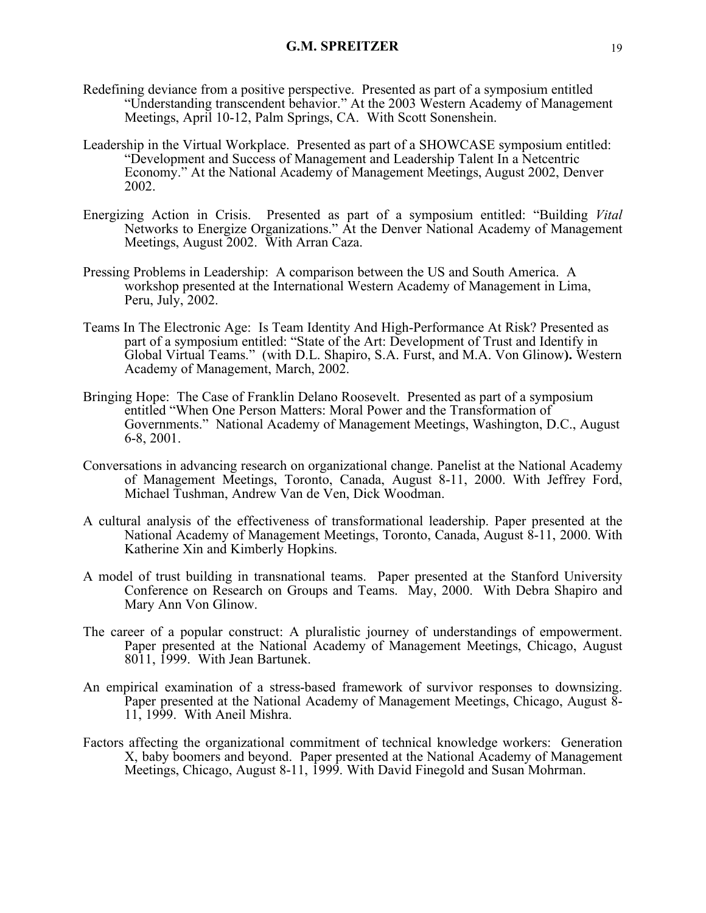Redefining deviance from a positive perspective. Presented as part of a symposium entitled "Understanding transcendent behavior." At the 2003 Western Academy of Management Meetings, April 10-12, Palm Springs, CA. With Scott Sonenshein.

Leadership in the Virtual Workplace. Presented as part of a SHOWCASE symposium entitled: "Development and Success of Management and Leadership Talent In a Netcentric Economy." At the National Academy of Management Meetings, August 2002, Denver 2002.

Energizing Action in Crisis. Presented as part of a symposium entitled: "Building *Vital* Networks to Energize Organizations." At the Denver National Academy of Management Meetings, August 2002. With Arran Caza.

Pressing Problems in Leadership: A comparison between the US and South America. A workshop presented at the International Western Academy of Management in Lima, Peru, July, 2002.

Teams In The Electronic Age: Is Team Identity And High-Performance At Risk? Presented as part of a symposium entitled: "State of the Art: Development of Trust and Identify in Global Virtual Teams." (with D.L. Shapiro, S.A. Furst, and M.A. Von Glinow**).** Western Academy of Management, March, 2002.

Bringing Hope: The Case of Franklin Delano Roosevelt. Presented as part of a symposium entitled "When One Person Matters: Moral Power and the Transformation of Governments." National Academy of Management Meetings, Washington, D.C., August 6-8, 2001.

Conversations in advancing research on organizational change. Panelist at the National Academy of Management Meetings, Toronto, Canada, August 8-11, 2000. With Jeffrey Ford, Michael Tushman, Andrew Van de Ven, Dick Woodman.

A cultural analysis of the effectiveness of transformational leadership. Paper presented at the National Academy of Management Meetings, Toronto, Canada, August 8-11, 2000. With Katherine Xin and Kimberly Hopkins.

A model of trust building in transnational teams. Paper presented at the Stanford University Conference on Research on Groups and Teams. May, 2000. With Debra Shapiro and Mary Ann Von Glinow.

The career of a popular construct: A pluralistic journey of understandings of empowerment. Paper presented at the National Academy of Management Meetings, Chicago, August 8011, 1999. With Jean Bartunek.

An empirical examination of a stress-based framework of survivor responses to downsizing. Paper presented at the National Academy of Management Meetings, Chicago, August 8-11, 1999. With Aneil Mishra.

Factors affecting the organizational commitment of technical knowledge workers: Generation X, baby boomers and beyond. Paper presented at the National Academy of Management Meetings, Chicago, August 8-11, 1999. With David Finegold and Susan Mohrman.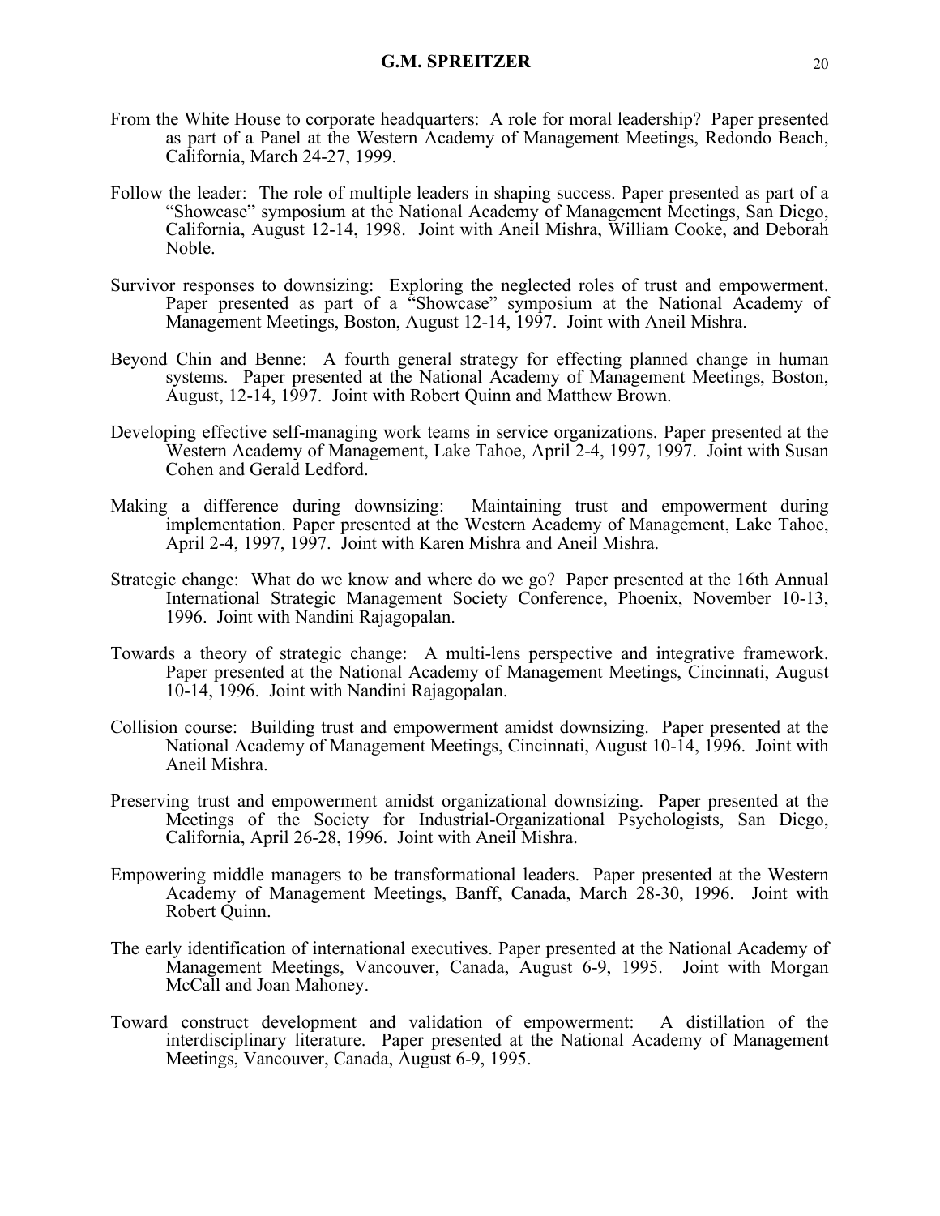From the White House to corporate headquarters: A role for moral leadership? Paper presented as part of a Panel at the Western Academy of Management Meetings, Redondo Beach, California, March 24-27, 1999.

Follow the leader: The role of multiple leaders in shaping success. Paper presented as part of a "Showcase" symposium at the National Academy of Management Meetings, San Diego, California, August 12-14, 1998. Joint with Aneil Mishra, William Cooke, and Deborah Noble.

Survivor responses to downsizing: Exploring the neglected roles of trust and empowerment. Paper presented as part of a "Showcase" symposium at the National Academy of Management Meetings, Boston, August 12-14, 1997. Joint with Aneil Mishra.

Beyond Chin and Benne: A fourth general strategy for effecting planned change in human systems. Paper presented at the National Academy of Management Meetings, Boston, August, 12-14, 1997. Joint with Robert Quinn and Matthew Brown.

Developing effective self-managing work teams in service organizations. Paper presented at the Western Academy of Management, Lake Tahoe, April 2-4, 1997, 1997. Joint with Susan Cohen and Gerald Ledford.

Making a difference during downsizing: Maintaining trust and empowerment during implementation. Paper presented at the Western Academy of Management, Lake Tahoe, April 2-4, 1997, 1997. Joint with Karen Mishra and Aneil Mishra.

Strategic change: What do we know and where do we go? Paper presented at the 16th Annual International Strategic Management Society Conference, Phoenix, November 10-13, 1996. Joint with Nandini Rajagopalan.

Towards a theory of strategic change: A multi-lens perspective and integrative framework. Paper presented at the National Academy of Management Meetings, Cincinnati, August 10-14, 1996. Joint with Nandini Rajagopalan.

Collision course: Building trust and empowerment amidst downsizing. Paper presented at the National Academy of Management Meetings, Cincinnati, August 10-14, 1996. Joint with Aneil Mishra.

Preserving trust and empowerment amidst organizational downsizing. Paper presented at the Meetings of the Society for Industrial-Organizational Psychologists, San Diego, California, April 26-28, 1996. Joint with Aneil Mishra.

Empowering middle managers to be transformational leaders. Paper presented at the Western Academy of Management Meetings, Banff, Canada, March 28-30, 1996. Joint with Robert Quinn.

The early identification of international executives. Paper presented at the National Academy of Management Meetings, Vancouver, Canada, August 6-9, 1995. Joint with Morgan McCall and Joan Mahoney.

Toward construct development and validation of empowerment: A distillation of the interdisciplinary literature. Paper presented at the National Academy of Management Meetings, Vancouver, Canada, August 6-9, 1995.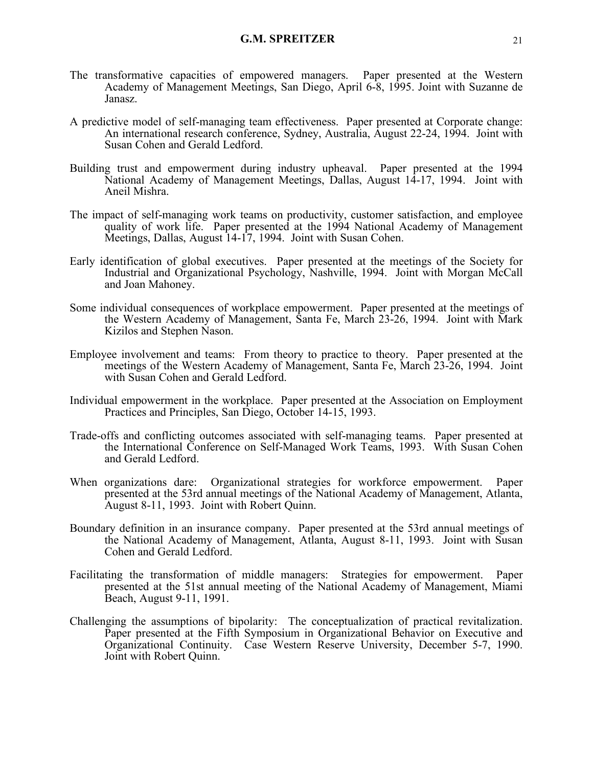The transformative capacities of empowered managers. Paper presented at the Western Academy of Management Meetings, San Diego, April 6-8, 1995. Joint with Suzanne de Janasz.

A predictive model of self-managing team effectiveness. Paper presented at Corporate change: An international research conference, Sydney, Australia, August 22-24, 1994. Joint with Susan Cohen and Gerald Ledford.

Building trust and empowerment during industry upheaval. Paper presented at the 1994 National Academy of Management Meetings, Dallas, August 14-17, 1994. Joint with Aneil Mishra.

The impact of self-managing work teams on productivity, customer satisfaction, and employee quality of work life. Paper presented at the 1994 National Academy of Management Meetings, Dallas, August 14-17, 1994. Joint with Susan Cohen.

Early identification of global executives. Paper presented at the meetings of the Society for Industrial and Organizational Psychology, Nashville, 1994. Joint with Morgan McCall and Joan Mahoney.

Some individual consequences of workplace empowerment. Paper presented at the meetings of the Western Academy of Management, Santa Fe, March 23-26, 1994. Joint with Mark Kizilos and Stephen Nason.

Employee involvement and teams: From theory to practice to theory. Paper presented at the meetings of the Western Academy of Management, Santa Fe, March 23-26, 1994. Joint with Susan Cohen and Gerald Ledford.

Individual empowerment in the workplace. Paper presented at the Association on Employment Practices and Principles, San Diego, October 14-15, 1993.

Trade-offs and conflicting outcomes associated with self-managing teams. Paper presented at the International Conference on Self-Managed Work Teams, 1993. With Susan Cohen and Gerald Ledford.

When organizations dare: Organizational strategies for workforce empowerment. Paper presented at the 53rd annual meetings of the National Academy of Management, Atlanta, August 8-11, 1993. Joint with Robert Quinn.

Boundary definition in an insurance company. Paper presented at the 53rd annual meetings of the National Academy of Management, Atlanta, August 8-11, 1993. Joint with Susan Cohen and Gerald Ledford.

Facilitating the transformation of middle managers: Strategies for empowerment. Paper presented at the 51st annual meeting of the National Academy of Management, Miami Beach, August 9-11, 1991.

Challenging the assumptions of bipolarity: The conceptualization of practical revitalization. Paper presented at the Fifth Symposium in Organizational Behavior on Executive and Organizational Continuity. Case Western Reserve University, December 5-7, 1990. Joint with Robert Quinn.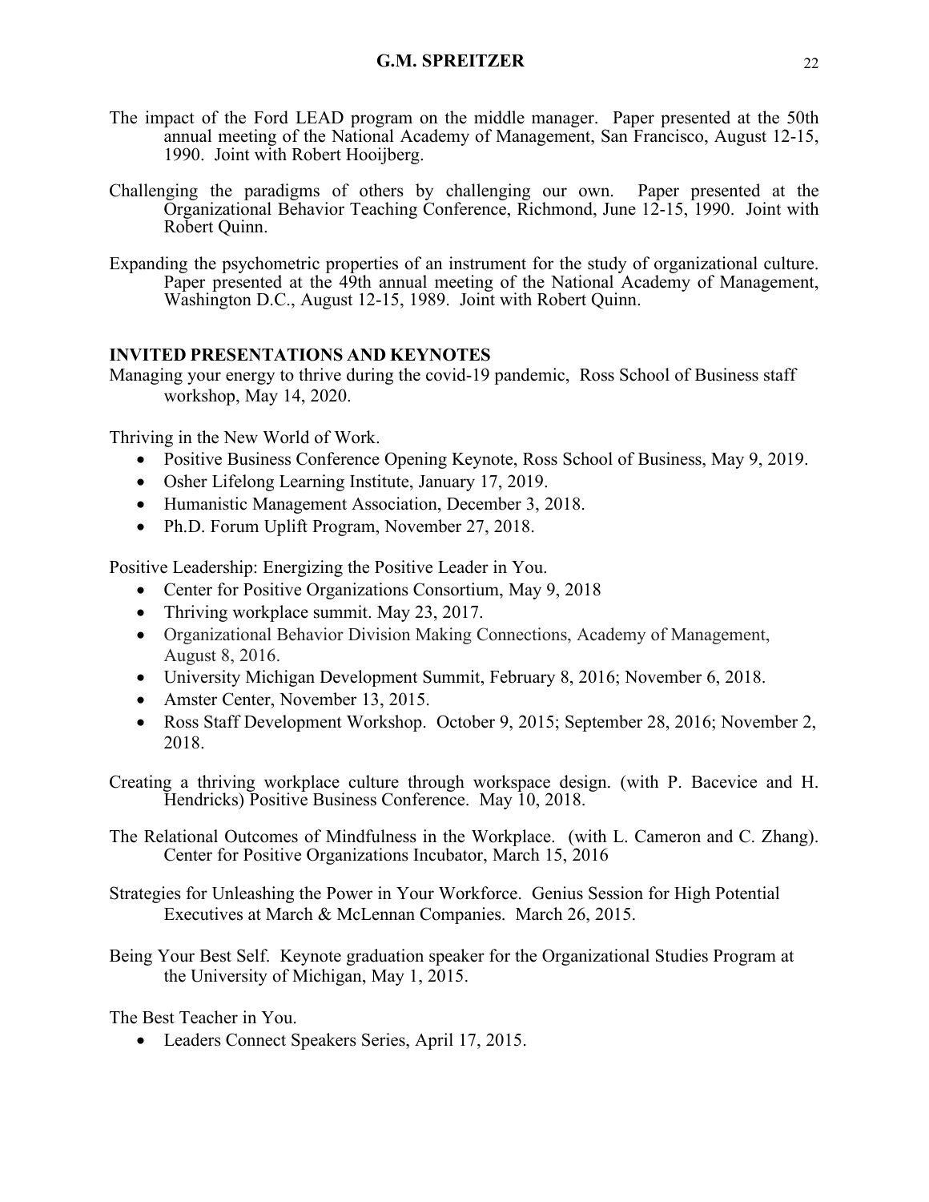The impact of the Ford LEAD program on the middle manager. Paper presented at the 50th annual meeting of the National Academy of Management, San Francisco, August 12-15, 1990. Joint with Robert Hooijberg.

Challenging the paradigms of others by challenging our own. Paper presented at the Organizational Behavior Teaching Conference, Richmond, June 12-15, 1990. Joint with Robert Quinn.

Expanding the psychometric properties of an instrument for the study of organizational culture. Paper presented at the 49th annual meeting of the National Academy of Management, Washington D.C., August 12-15, 1989. Joint with Robert Quinn.

## INVITED PRESENTATIONS AND KEYNOTES

Managing your energy to thrive during the covid-19 pandemic, Ross School of Business staff workshop, May 14, 2020.

Thriving in the New World of Work.

- Positive Business Conference Opening Keynote, Ross School of Business, May 9, 2019.
- Osher Lifelong Learning Institute, January 17, 2019.
- Humanistic Management Association, December 3, 2018.
- Ph.D. Forum Uplift Program, November 27, 2018.

Positive Leadership: Energizing the Positive Leader in You.

- Center for Positive Organizations Consortium, May 9, 2018
- Thriving workplace summit. May 23, 2017.
- Organizational Behavior Division Making Connections, Academy of Management, August 8, 2016.
- University Michigan Development Summit, February 8, 2016; November 6, 2018.
- Amster Center, November 13, 2015.
- Ross Staff Development Workshop. October 9, 2015; September 28, 2016; November 2, 2018.

Creating a thriving workplace culture through workspace design. (with P. Bacevice and H. Hendricks) Positive Business Conference. May 10, 2018.

The Relational Outcomes of Mindfulness in the Workplace. (with L. Cameron and C. Zhang). Center for Positive Organizations Incubator, March 15, 2016

Strategies for Unleashing the Power in Your Workforce. Genius Session for High Potential Executives at March & McLennan Companies. March 26, 2015.

Being Your Best Self. Keynote graduation speaker for the Organizational Studies Program at the University of Michigan, May 1, 2015.

The Best Teacher in You.

- Leaders Connect Speakers Series, April 17, 2015.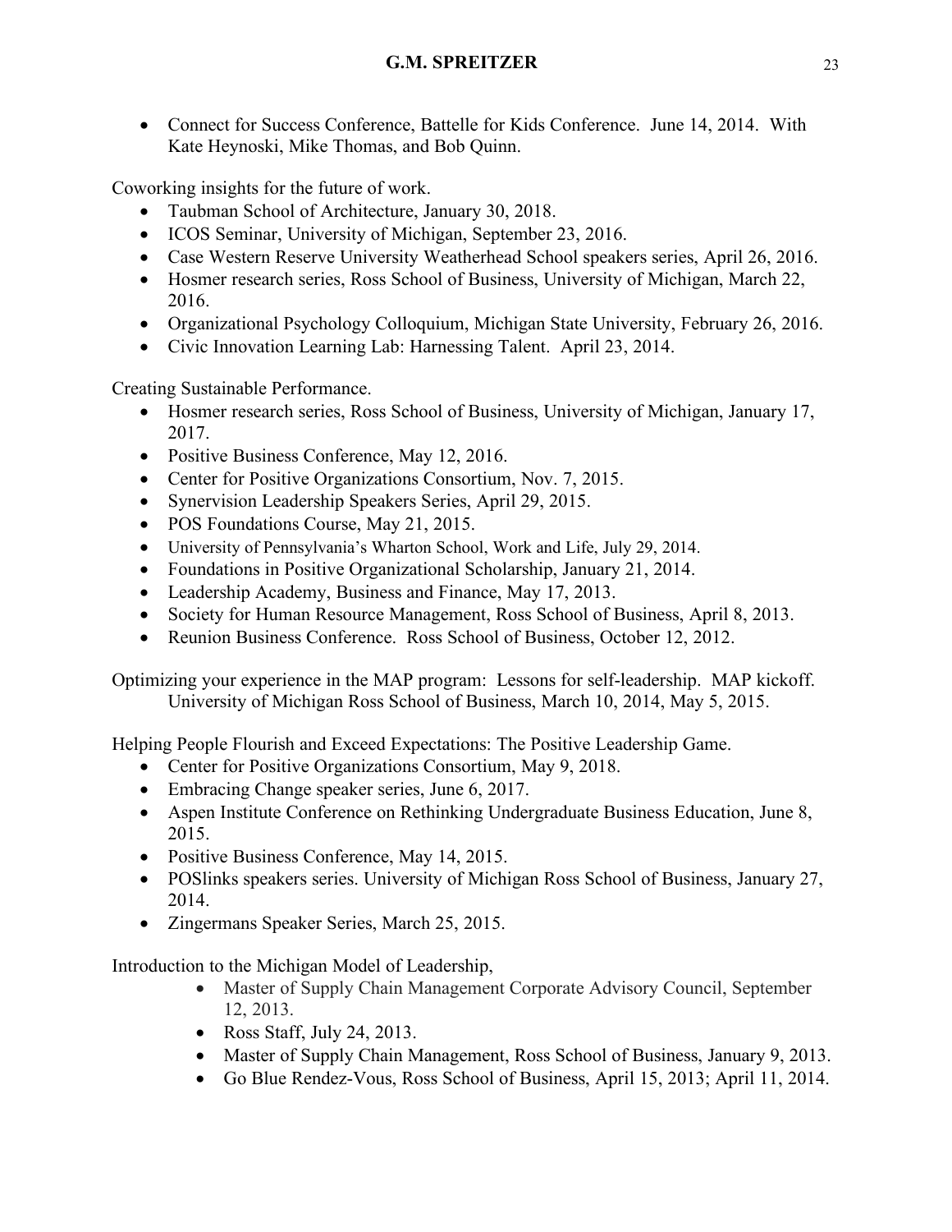- Connect for Success Conference, Battelle for Kids Conference. June 14, 2014. With Kate Heynoski, Mike Thomas, and Bob Quinn.

Coworking insights for the future of work.

- Taubman School of Architecture, January 30, 2018.
- ICOS Seminar, University of Michigan, September 23, 2016.
- Case Western Reserve University Weatherhead School speakers series, April 26, 2016.
- Hosmer research series, Ross School of Business, University of Michigan, March 22, 2016.
- Organizational Psychology Colloquium, Michigan State University, February 26, 2016.
- Civic Innovation Learning Lab: Harnessing Talent. April 23, 2014.

Creating Sustainable Performance.

- Hosmer research series, Ross School of Business, University of Michigan, January 17, 2017.
- Positive Business Conference, May 12, 2016.
- Center for Positive Organizations Consortium, Nov. 7, 2015.
- Synervision Leadership Speakers Series, April 29, 2015.
- POS Foundations Course, May 21, 2015.
- University of Pennsylvania's Wharton School, Work and Life, July 29, 2014.
- Foundations in Positive Organizational Scholarship, January 21, 2014.
- Leadership Academy, Business and Finance, May 17, 2013.
- Society for Human Resource Management, Ross School of Business, April 8, 2013.
- Reunion Business Conference. Ross School of Business, October 12, 2012.

Optimizing your experience in the MAP program: Lessons for self-leadership. MAP kickoff. University of Michigan Ross School of Business, March 10, 2014, May 5, 2015.

Helping People Flourish and Exceed Expectations: The Positive Leadership Game.

- Center for Positive Organizations Consortium, May 9, 2018.
- Embracing Change speaker series, June 6, 2017.
- Aspen Institute Conference on Rethinking Undergraduate Business Education, June 8, 2015.
- Positive Business Conference, May 14, 2015.
- POSlinks speakers series. University of Michigan Ross School of Business, January 27, 2014.
- Zingermans Speaker Series, March 25, 2015.

Introduction to the Michigan Model of Leadership,

- Master of Supply Chain Management Corporate Advisory Council, September 12, 2013.
- Ross Staff, July 24, 2013.
- Master of Supply Chain Management, Ross School of Business, January 9, 2013.
- Go Blue Rendez-Vous, Ross School of Business, April 15, 2013; April 11, 2014.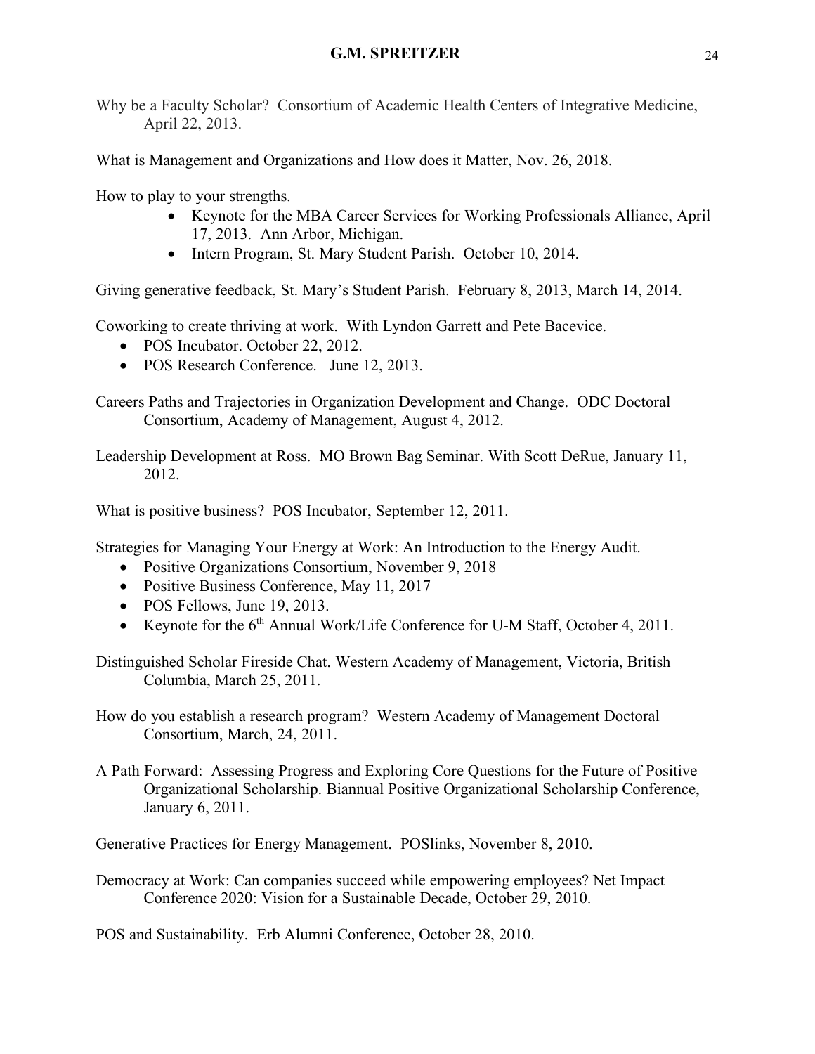Why be a Faculty Scholar? Consortium of Academic Health Centers of Integrative Medicine, April 22, 2013.

What is Management and Organizations and How does it Matter, Nov. 26, 2018.

How to play to your strengths.

- Keynote for the MBA Career Services for Working Professionals Alliance, April 17, 2013. Ann Arbor, Michigan.
- Intern Program, St. Mary Student Parish. October 10, 2014.

Giving generative feedback, St. Mary's Student Parish. February 8, 2013, March 14, 2014.

Coworking to create thriving at work. With Lyndon Garrett and Pete Bacevice.

- POS Incubator. October 22, 2012.
- POS Research Conference. June 12, 2013.

Careers Paths and Trajectories in Organization Development and Change. ODC Doctoral Consortium, Academy of Management, August 4, 2012.

Leadership Development at Ross. MO Brown Bag Seminar. With Scott DeRue, January 11, 2012.

What is positive business? POS Incubator, September 12, 2011.

Strategies for Managing Your Energy at Work: An Introduction to the Energy Audit.

- Positive Organizations Consortium, November 9, 2018
- Positive Business Conference, May 11, 2017
- POS Fellows, June 19, 2013.
- Keynote for the 6th Annual Work/Life Conference for U-M Staff, October 4, 2011.

Distinguished Scholar Fireside Chat. Western Academy of Management, Victoria, British Columbia, March 25, 2011.

How do you establish a research program? Western Academy of Management Doctoral Consortium, March, 24, 2011.

A Path Forward: Assessing Progress and Exploring Core Questions for the Future of Positive Organizational Scholarship. Biannual Positive Organizational Scholarship Conference, January 6, 2011.

Generative Practices for Energy Management. POSlinks, November 8, 2010.

Democracy at Work: Can companies succeed while empowering employees? Net Impact Conference 2020: Vision for a Sustainable Decade, October 29, 2010.

POS and Sustainability. Erb Alumni Conference, October 28, 2010.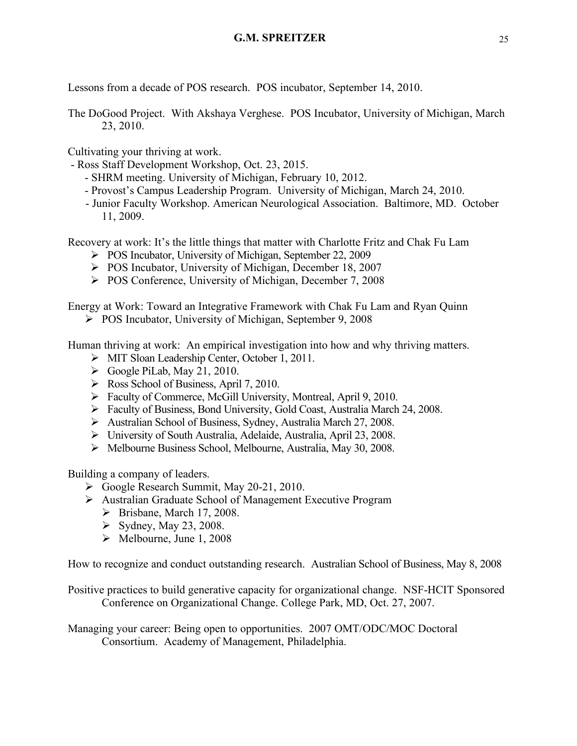Lessons from a decade of POS research. POS incubator, September 14, 2010.

The DoGood Project. With Akshaya Verghese. POS Incubator, University of Michigan, March 23, 2010.

Cultivating your thriving at work.

- Ross Staff Development Workshop, Oct. 23, 2015.
- SHRM meeting. University of Michigan, February 10, 2012.
- Provost's Campus Leadership Program. University of Michigan, March 24, 2010.
- Junior Faculty Workshop. American Neurological Association. Baltimore, MD. October 11, 2009.

Recovery at work: It's the little things that matter with Charlotte Fritz and Chak Fu Lam

- POS Incubator, University of Michigan, September 22, 2009
- POS Incubator, University of Michigan, December 18, 2007
- POS Conference, University of Michigan, December 7, 2008

Energy at Work: Toward an Integrative Framework with Chak Fu Lam and Ryan Quinn

- POS Incubator, University of Michigan, September 9, 2008

Human thriving at work: An empirical investigation into how and why thriving matters.

- MIT Sloan Leadership Center, October 1, 2011.
- Google PiLab, May 21, 2010.
- Ross School of Business, April 7, 2010.
- Faculty of Commerce, McGill University, Montreal, April 9, 2010.
- Faculty of Business, Bond University, Gold Coast, Australia March 24, 2008.
- Australian School of Business, Sydney, Australia March 27, 2008.
- University of South Australia, Adelaide, Australia, April 23, 2008.
- Melbourne Business School, Melbourne, Australia, May 30, 2008.

Building a company of leaders.

- Google Research Summit, May 20-21, 2010.
- Australian Graduate School of Management Executive Program
  - Brisbane, March 17, 2008.
  - Sydney, May 23, 2008.
  - Melbourne, June 1, 2008

How to recognize and conduct outstanding research. Australian School of Business, May 8, 2008

Positive practices to build generative capacity for organizational change. NSF-HCIT Sponsored Conference on Organizational Change. College Park, MD, Oct. 27, 2007.

Managing your career: Being open to opportunities. 2007 OMT/ODC/MOC Doctoral Consortium. Academy of Management, Philadelphia.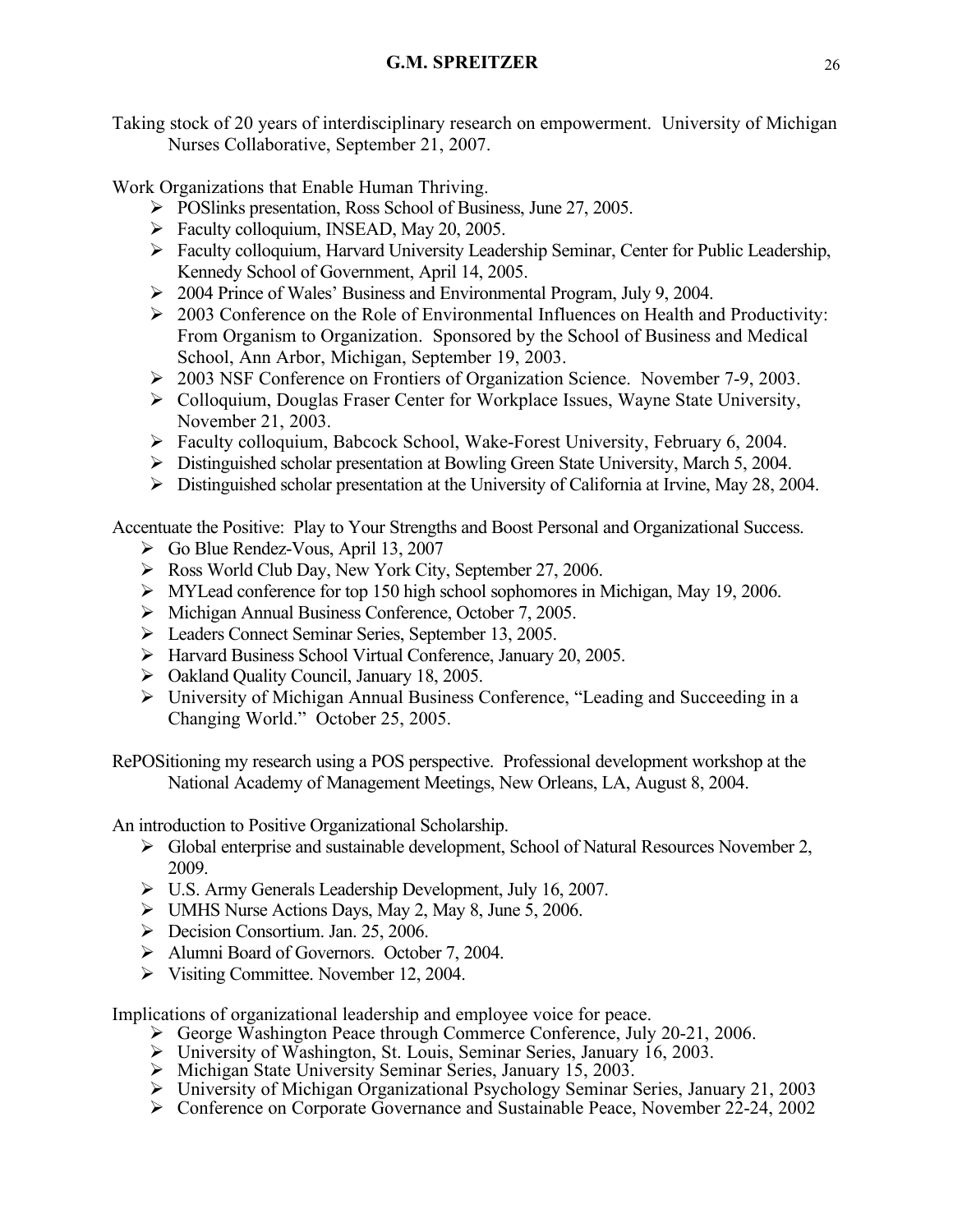Taking stock of 20 years of interdisciplinary research on empowerment. University of Michigan Nurses Collaborative, September 21, 2007.

Work Organizations that Enable Human Thriving.

- POSlinks presentation, Ross School of Business, June 27, 2005.
- Faculty colloquium, INSEAD, May 20, 2005.
- Faculty colloquium, Harvard University Leadership Seminar, Center for Public Leadership, Kennedy School of Government, April 14, 2005.
- 2004 Prince of Wales' Business and Environmental Program, July 9, 2004.
- 2003 Conference on the Role of Environmental Influences on Health and Productivity: From Organism to Organization. Sponsored by the School of Business and Medical School, Ann Arbor, Michigan, September 19, 2003.
- 2003 NSF Conference on Frontiers of Organization Science. November 7-9, 2003.
- Colloquium, Douglas Fraser Center for Workplace Issues, Wayne State University, November 21, 2003.
- Faculty colloquium, Babcock School, Wake-Forest University, February 6, 2004.
- Distinguished scholar presentation at Bowling Green State University, March 5, 2004.
- Distinguished scholar presentation at the University of California at Irvine, May 28, 2004.

Accentuate the Positive: Play to Your Strengths and Boost Personal and Organizational Success.

- Go Blue Rendez-Vous, April 13, 2007
- Ross World Club Day, New York City, September 27, 2006.
- MYLead conference for top 150 high school sophomores in Michigan, May 19, 2006.
- Michigan Annual Business Conference, October 7, 2005.
- Leaders Connect Seminar Series, September 13, 2005.
- Harvard Business School Virtual Conference, January 20, 2005.
- Oakland Quality Council, January 18, 2005.
- University of Michigan Annual Business Conference, "Leading and Succeeding in a Changing World." October 25, 2005.

RePOSitioning my research using a POS perspective. Professional development workshop at the National Academy of Management Meetings, New Orleans, LA, August 8, 2004.

An introduction to Positive Organizational Scholarship.

- Global enterprise and sustainable development, School of Natural Resources November 2, 2009.
- U.S. Army Generals Leadership Development, July 16, 2007.
- UMHS Nurse Actions Days, May 2, May 8, June 5, 2006.
- Decision Consortium. Jan. 25, 2006.
- Alumni Board of Governors. October 7, 2004.
- Visiting Committee. November 12, 2004.

Implications of organizational leadership and employee voice for peace.

- George Washington Peace through Commerce Conference, July 20-21, 2006.
- University of Washington, St. Louis, Seminar Series, January 16, 2003.
- Michigan State University Seminar Series, January 15, 2003.
- University of Michigan Organizational Psychology Seminar Series, January 21, 2003
- Conference on Corporate Governance and Sustainable Peace, November 22-24, 2002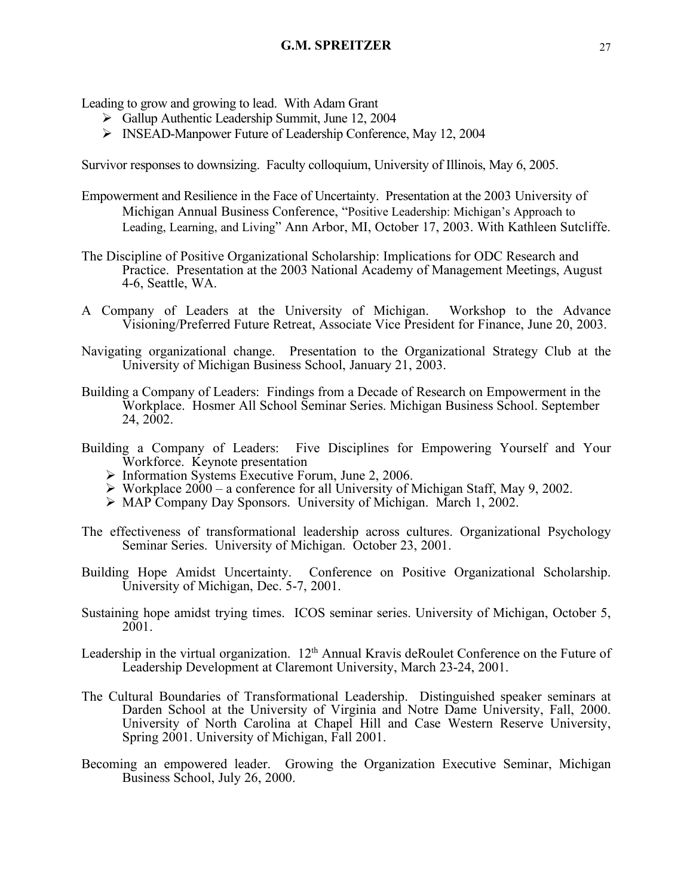Leading to grow and growing to lead. With Adam Grant

- Gallup Authentic Leadership Summit, June 12, 2004
- INSEAD-Manpower Future of Leadership Conference, May 12, 2004

Survivor responses to downsizing. Faculty colloquium, University of Illinois, May 6, 2005.

Empowerment and Resilience in the Face of Uncertainty. Presentation at the 2003 University of Michigan Annual Business Conference, "Positive Leadership: Michigan's Approach to Leading, Learning, and Living" Ann Arbor, MI, October 17, 2003. With Kathleen Sutcliffe.

The Discipline of Positive Organizational Scholarship: Implications for ODC Research and Practice. Presentation at the 2003 National Academy of Management Meetings, August 4-6, Seattle, WA.

A Company of Leaders at the University of Michigan. Workshop to the Advance Visioning/Preferred Future Retreat, Associate Vice President for Finance, June 20, 2003.

Navigating organizational change. Presentation to the Organizational Strategy Club at the University of Michigan Business School, January 21, 2003.

Building a Company of Leaders: Findings from a Decade of Research on Empowerment in the Workplace. Hosmer All School Seminar Series. Michigan Business School. September 24, 2002.

Building a Company of Leaders: Five Disciplines for Empowering Yourself and Your Workforce. Keynote presentation

- Information Systems Executive Forum, June 2, 2006.
- Workplace 2000 – a conference for all University of Michigan Staff, May 9, 2002.
- MAP Company Day Sponsors. University of Michigan. March 1, 2002.

The effectiveness of transformational leadership across cultures. Organizational Psychology Seminar Series. University of Michigan. October 23, 2001.

Building Hope Amidst Uncertainty. Conference on Positive Organizational Scholarship. University of Michigan, Dec. 5-7, 2001.

Sustaining hope amidst trying times. ICOS seminar series. University of Michigan, October 5, 2001.

Leadership in the virtual organization. 12th Annual Kravis deRoulet Conference on the Future of Leadership Development at Claremont University, March 23-24, 2001.

The Cultural Boundaries of Transformational Leadership. Distinguished speaker seminars at Darden School at the University of Virginia and Notre Dame University, Fall, 2000. University of North Carolina at Chapel Hill and Case Western Reserve University, Spring 2001. University of Michigan, Fall 2001.

Becoming an empowered leader. Growing the Organization Executive Seminar, Michigan Business School, July 26, 2000.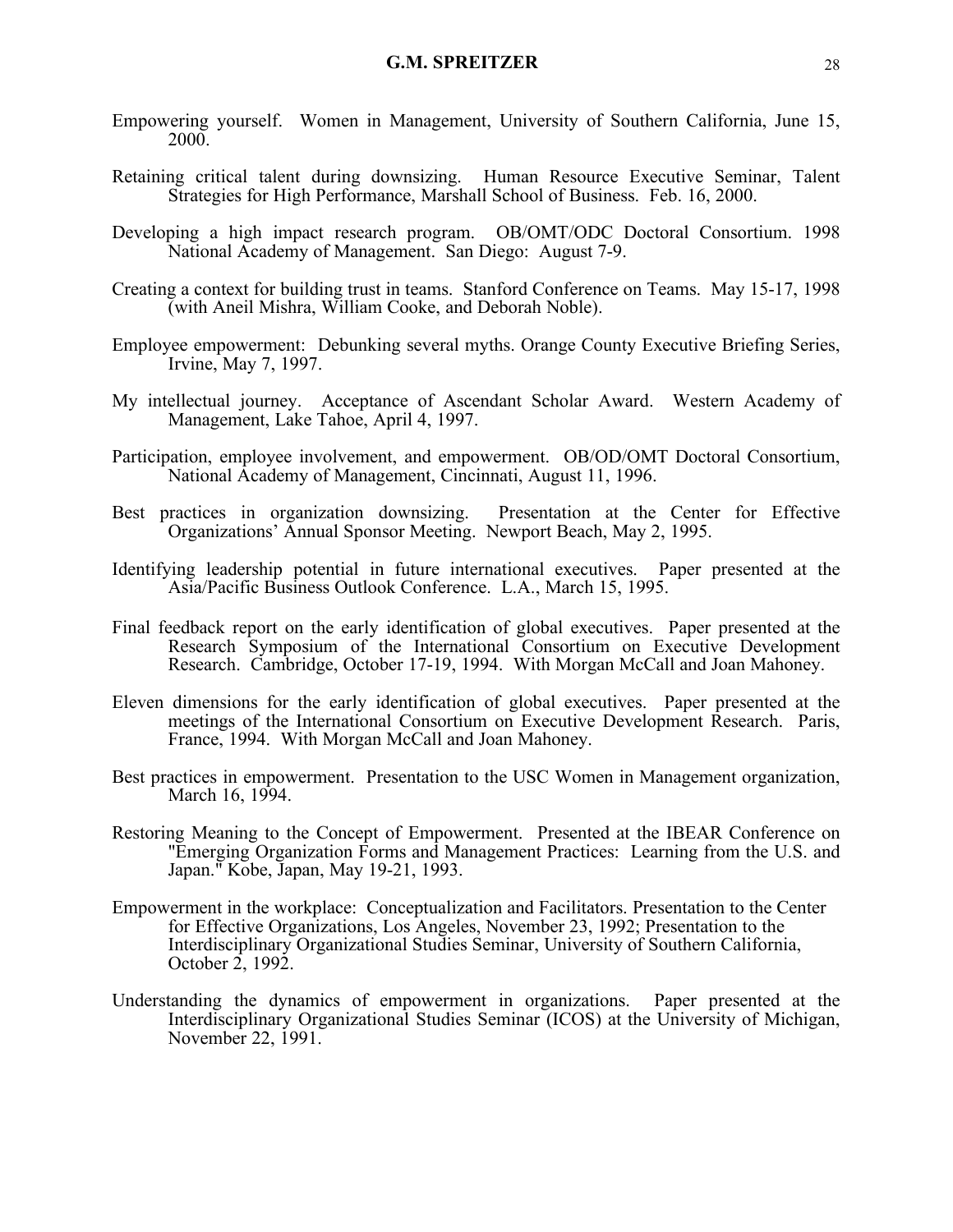Empowering yourself. Women in Management, University of Southern California, June 15, 2000.

Retaining critical talent during downsizing. Human Resource Executive Seminar, Talent Strategies for High Performance, Marshall School of Business. Feb. 16, 2000.

Developing a high impact research program. OB/OMT/ODC Doctoral Consortium. 1998 National Academy of Management. San Diego: August 7-9.

Creating a context for building trust in teams. Stanford Conference on Teams. May 15-17, 1998 (with Aneil Mishra, William Cooke, and Deborah Noble).

Employee empowerment: Debunking several myths. Orange County Executive Briefing Series, Irvine, May 7, 1997.

My intellectual journey. Acceptance of Ascendant Scholar Award. Western Academy of Management, Lake Tahoe, April 4, 1997.

Participation, employee involvement, and empowerment. OB/OD/OMT Doctoral Consortium, National Academy of Management, Cincinnati, August 11, 1996.

Best practices in organization downsizing. Presentation at the Center for Effective Organizations' Annual Sponsor Meeting. Newport Beach, May 2, 1995.

Identifying leadership potential in future international executives. Paper presented at the Asia/Pacific Business Outlook Conference. L.A., March 15, 1995.

Final feedback report on the early identification of global executives. Paper presented at the Research Symposium of the International Consortium on Executive Development Research. Cambridge, October 17-19, 1994. With Morgan McCall and Joan Mahoney.

Eleven dimensions for the early identification of global executives. Paper presented at the meetings of the International Consortium on Executive Development Research. Paris, France, 1994. With Morgan McCall and Joan Mahoney.

Best practices in empowerment. Presentation to the USC Women in Management organization, March 16, 1994.

Restoring Meaning to the Concept of Empowerment. Presented at the IBEAR Conference on "Emerging Organization Forms and Management Practices: Learning from the U.S. and Japan." Kobe, Japan, May 19-21, 1993.

Empowerment in the workplace: Conceptualization and Facilitators. Presentation to the Center for Effective Organizations, Los Angeles, November 23, 1992; Presentation to the Interdisciplinary Organizational Studies Seminar, University of Southern California, October 2, 1992.

Understanding the dynamics of empowerment in organizations. Paper presented at the Interdisciplinary Organizational Studies Seminar (ICOS) at the University of Michigan, November 22, 1991.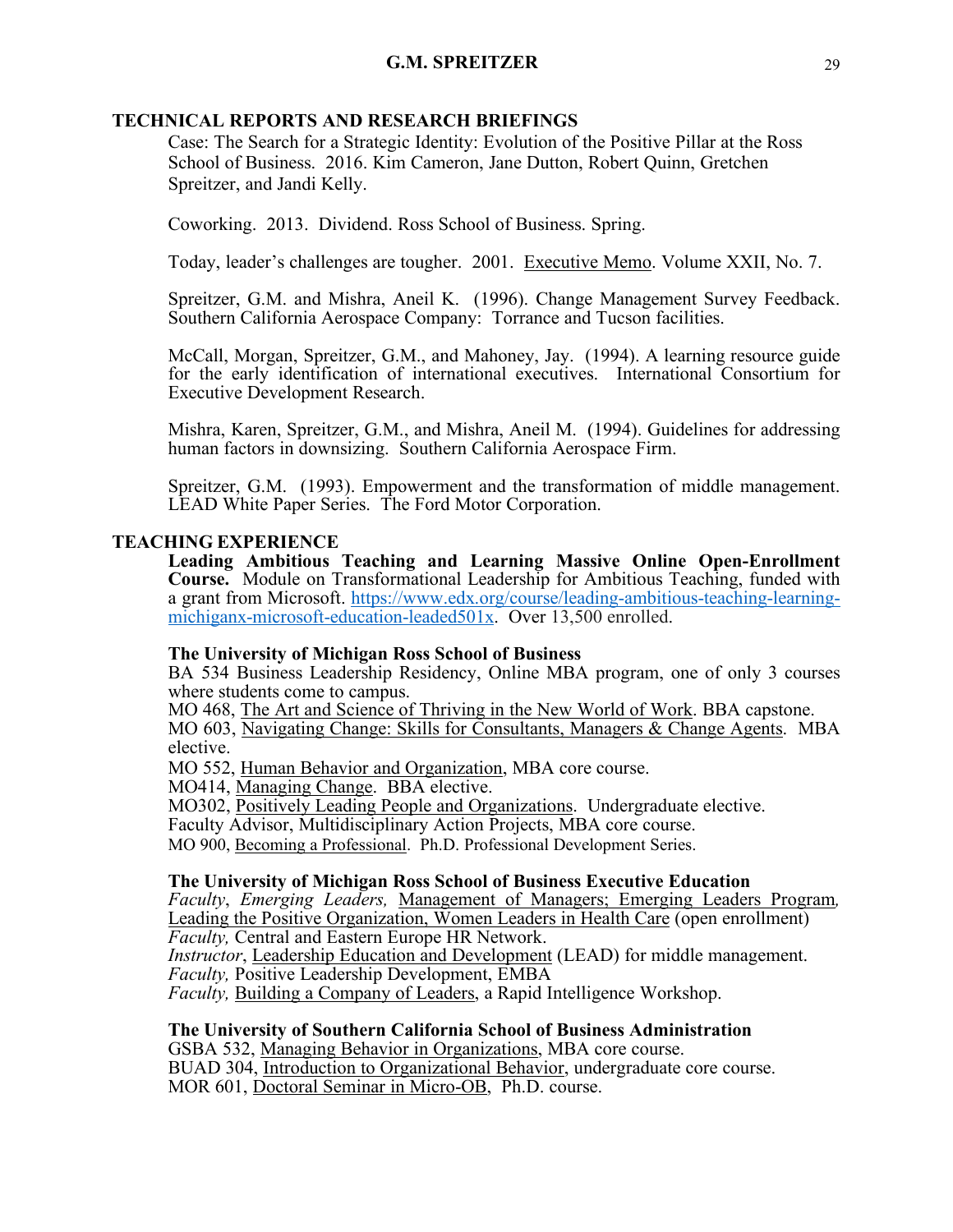## TECHNICAL REPORTS AND RESEARCH BRIEFINGS

Case: The Search for a Strategic Identity: Evolution of the Positive Pillar at the Ross School of Business. 2016. Kim Cameron, Jane Dutton, Robert Quinn, Gretchen Spreitzer, and Jandi Kelly.

Coworking. 2013. Dividend. Ross School of Business. Spring.

Today, leader's challenges are tougher. 2001. Executive Memo. Volume XXII, No. 7.

Spreitzer, G.M. and Mishra, Aneil K. (1996). Change Management Survey Feedback. Southern California Aerospace Company: Torrance and Tucson facilities.

McCall, Morgan, Spreitzer, G.M., and Mahoney, Jay. (1994). A learning resource guide for the early identification of international executives. International Consortium for Executive Development Research.

Mishra, Karen, Spreitzer, G.M., and Mishra, Aneil M. (1994). Guidelines for addressing human factors in downsizing. Southern California Aerospace Firm.

Spreitzer, G.M. (1993). Empowerment and the transformation of middle management. LEAD White Paper Series. The Ford Motor Corporation.

## TEACHING EXPERIENCE

**Leading Ambitious Teaching and Learning Massive Online Open-Enrollment Course.** Module on Transformational Leadership for Ambitious Teaching, funded with a grant from Microsoft. https://www.edx.org/course/leading-ambitious-teaching-learning-michiganx-microsoft-education-leaded501x. Over 13,500 enrolled.

**The University of Michigan Ross School of Business**

BA 534 Business Leadership Residency, Online MBA program, one of only 3 courses where students come to campus.
MO 468, The Art and Science of Thriving in the New World of Work. BBA capstone.
MO 603, Navigating Change: Skills for Consultants, Managers & Change Agents. MBA elective.
MO 552, Human Behavior and Organization, MBA core course.
MO414, Managing Change. BBA elective.
MO302, Positively Leading People and Organizations. Undergraduate elective.
Faculty Advisor, Multidisciplinary Action Projects, MBA core course.
MO 900, Becoming a Professional. Ph.D. Professional Development Series.

**The University of Michigan Ross School of Business Executive Education**

*Faculty*, *Emerging Leaders,* Management of Managers; Emerging Leaders Program, Leading the Positive Organization, Women Leaders in Health Care (open enrollment)
*Faculty,* Central and Eastern Europe HR Network.
*Instructor*, Leadership Education and Development (LEAD) for middle management.
*Faculty,* Positive Leadership Development, EMBA
*Faculty,* Building a Company of Leaders, a Rapid Intelligence Workshop.

**The University of Southern California School of Business Administration**

GSBA 532, Managing Behavior in Organizations, MBA core course.
BUAD 304, Introduction to Organizational Behavior, undergraduate core course.
MOR 601, Doctoral Seminar in Micro-OB, Ph.D. course.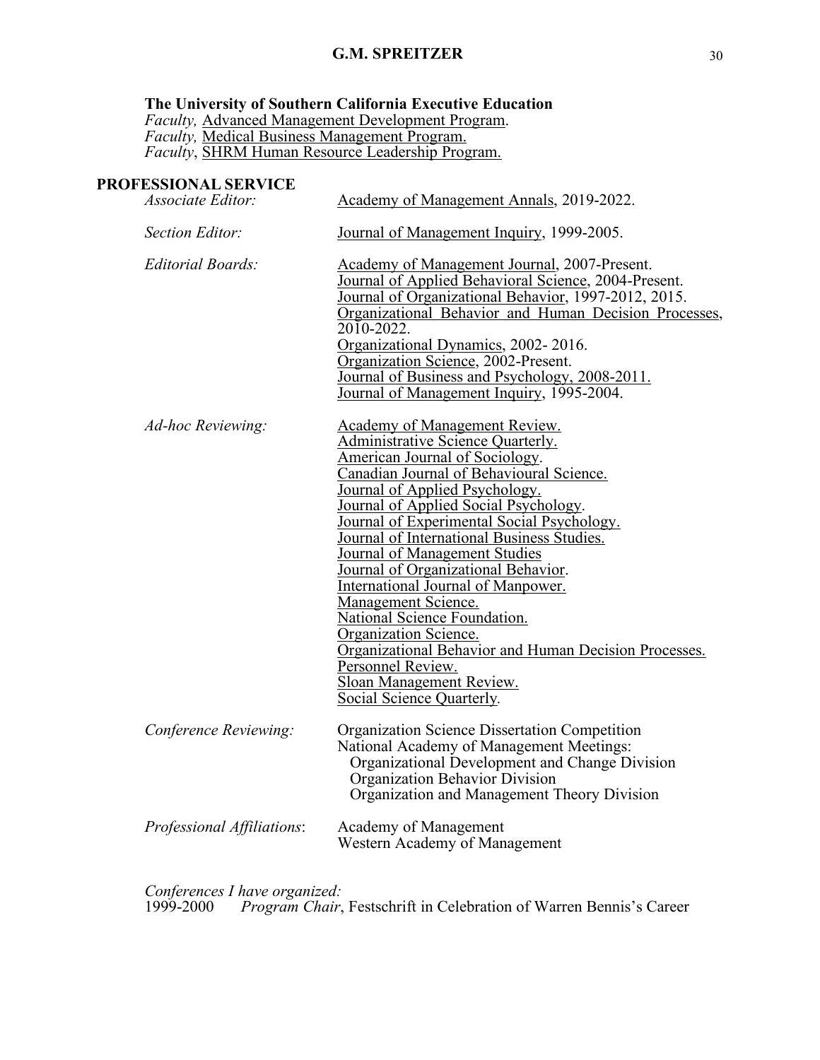**The University of Southern California Executive Education**
*Faculty,* Advanced Management Development Program.
*Faculty,* Medical Business Management Program.
*Faculty*, SHRM Human Resource Leadership Program.

## PROFESSIONAL SERVICE

*Associate Editor:* Academy of Management Annals, 2019-2022.

*Section Editor:* Journal of Management Inquiry, 1999-2005.

*Editorial Boards:*
- Academy of Management Journal, 2007-Present.
- Journal of Applied Behavioral Science, 2004-Present.
- Journal of Organizational Behavior, 1997-2012, 2015.
- Organizational Behavior and Human Decision Processes, 2010-2022.
- Organizational Dynamics, 2002- 2016.
- Organization Science, 2002-Present.
- Journal of Business and Psychology, 2008-2011.
- Journal of Management Inquiry, 1995-2004.

*Ad-hoc Reviewing:*
- Academy of Management Review.
- Administrative Science Quarterly.
- American Journal of Sociology.
- Canadian Journal of Behavioural Science.
- Journal of Applied Psychology.
- Journal of Applied Social Psychology.
- Journal of Experimental Social Psychology.
- Journal of International Business Studies.
- Journal of Management Studies
- Journal of Organizational Behavior.
- International Journal of Manpower.
- Management Science.
- National Science Foundation.
- Organization Science.
- Organizational Behavior and Human Decision Processes.
- Personnel Review.
- Sloan Management Review.
- Social Science Quarterly.

*Conference Reviewing:*
- Organization Science Dissertation Competition
- National Academy of Management Meetings:
  - Organizational Development and Change Division
  - Organization Behavior Division
  - Organization and Management Theory Division

*Professional Affiliations*:
- Academy of Management
- Western Academy of Management

*Conferences I have organized:*
1999-2000 *Program Chair*, Festschrift in Celebration of Warren Bennis's Career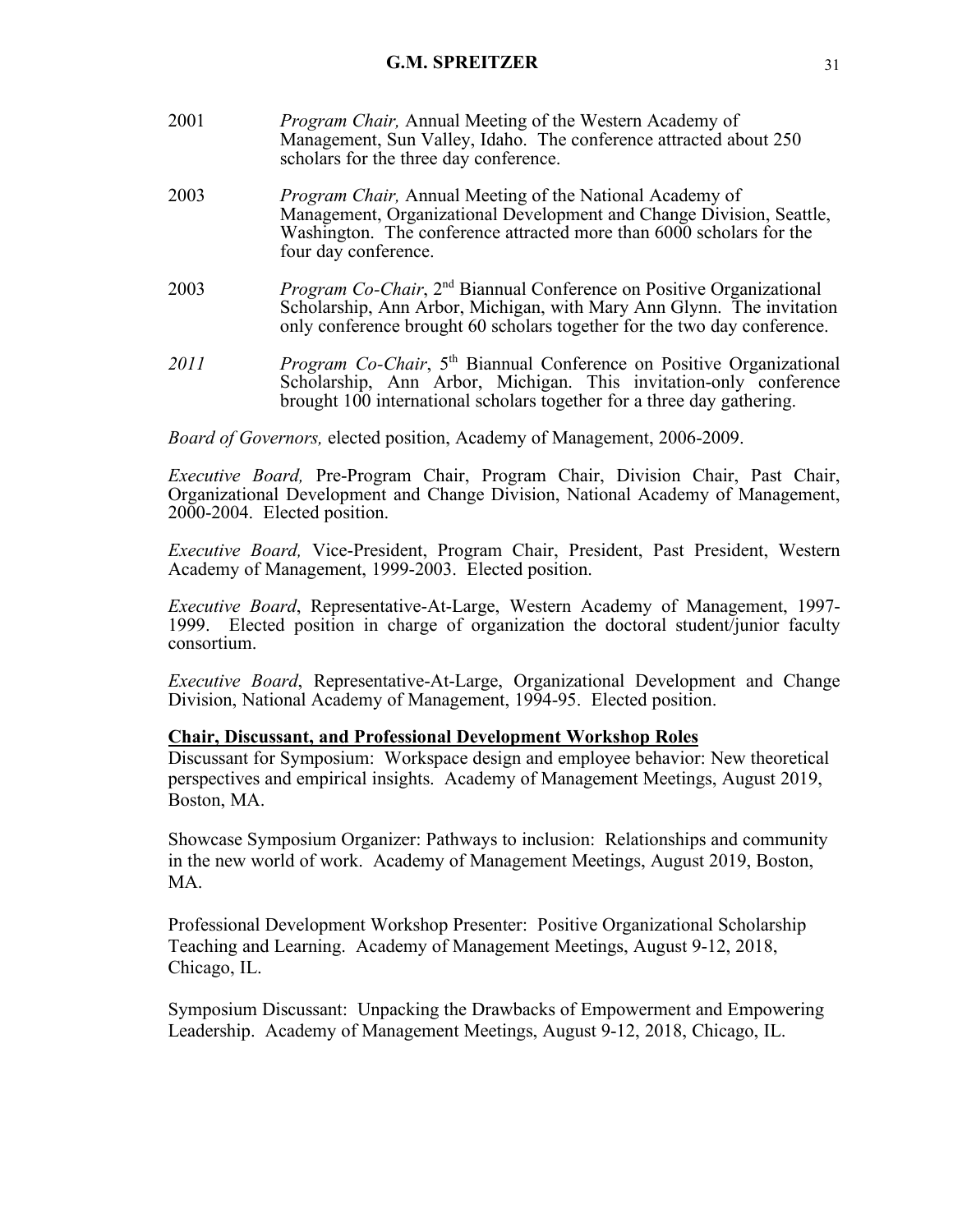2001 *Program Chair,* Annual Meeting of the Western Academy of Management, Sun Valley, Idaho. The conference attracted about 250 scholars for the three day conference.

2003 *Program Chair,* Annual Meeting of the National Academy of Management, Organizational Development and Change Division, Seattle, Washington. The conference attracted more than 6000 scholars for the four day conference.

2003 *Program Co-Chair*, 2nd Biannual Conference on Positive Organizational Scholarship, Ann Arbor, Michigan, with Mary Ann Glynn. The invitation only conference brought 60 scholars together for the two day conference.

*2011* *Program Co-Chair*, 5th Biannual Conference on Positive Organizational Scholarship, Ann Arbor, Michigan. This invitation-only conference brought 100 international scholars together for a three day gathering.

*Board of Governors,* elected position, Academy of Management, 2006-2009.

*Executive Board,* Pre-Program Chair, Program Chair, Division Chair, Past Chair, Organizational Development and Change Division, National Academy of Management, 2000-2004. Elected position.

*Executive Board,* Vice-President, Program Chair, President, Past President, Western Academy of Management, 1999-2003. Elected position.

*Executive Board*, Representative-At-Large, Western Academy of Management, 1997-1999. Elected position in charge of organization the doctoral student/junior faculty consortium.

*Executive Board*, Representative-At-Large, Organizational Development and Change Division, National Academy of Management, 1994-95. Elected position.

**Chair, Discussant, and Professional Development Workshop Roles**

Discussant for Symposium: Workspace design and employee behavior: New theoretical perspectives and empirical insights. Academy of Management Meetings, August 2019, Boston, MA.

Showcase Symposium Organizer: Pathways to inclusion: Relationships and community in the new world of work. Academy of Management Meetings, August 2019, Boston, MA.

Professional Development Workshop Presenter: Positive Organizational Scholarship Teaching and Learning. Academy of Management Meetings, August 9-12, 2018, Chicago, IL.

Symposium Discussant: Unpacking the Drawbacks of Empowerment and Empowering Leadership. Academy of Management Meetings, August 9-12, 2018, Chicago, IL.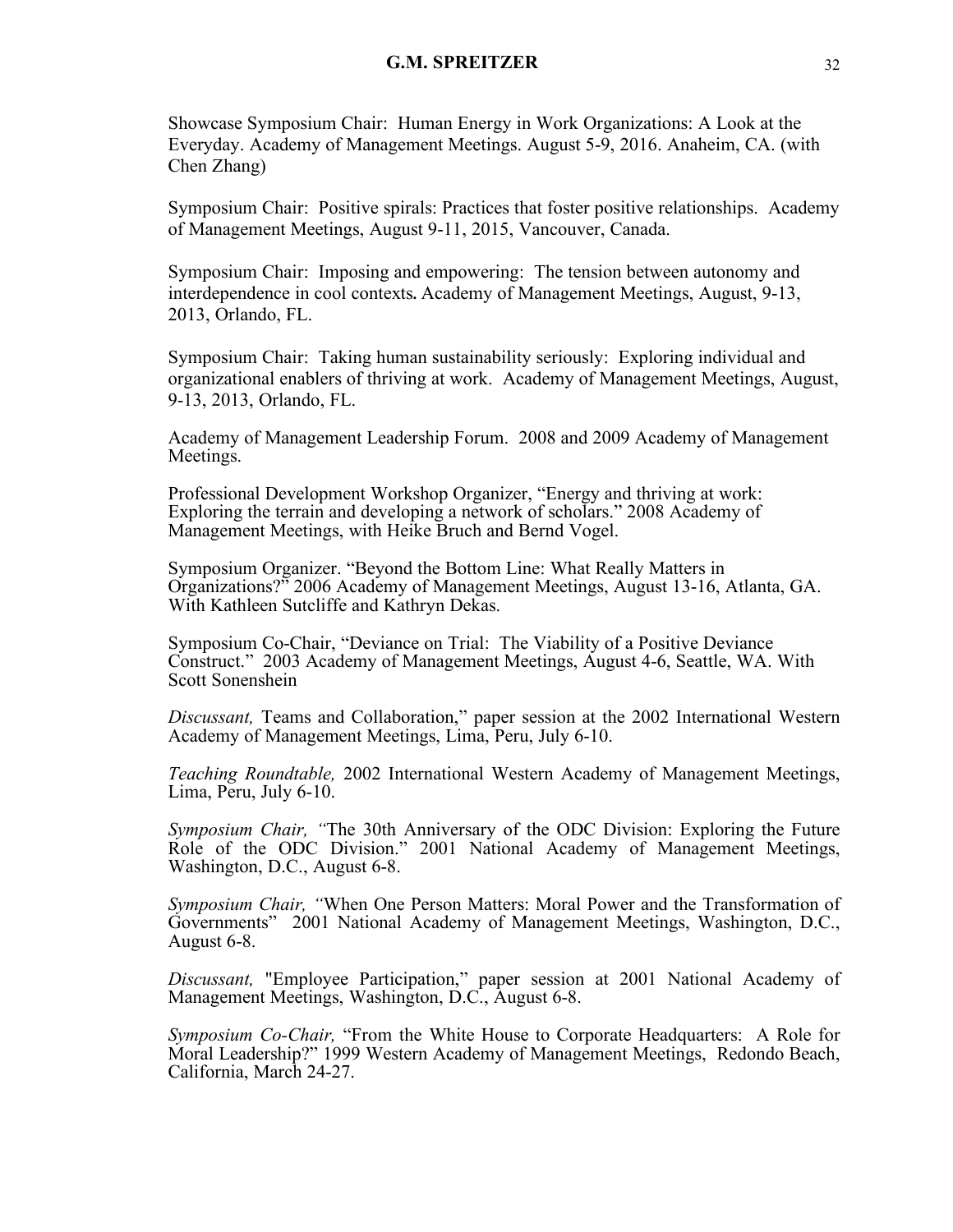Showcase Symposium Chair: Human Energy in Work Organizations: A Look at the Everyday. Academy of Management Meetings. August 5-9, 2016. Anaheim, CA. (with Chen Zhang)

Symposium Chair: Positive spirals: Practices that foster positive relationships. Academy of Management Meetings, August 9-11, 2015, Vancouver, Canada.

Symposium Chair: Imposing and empowering: The tension between autonomy and interdependence in cool contexts**.** Academy of Management Meetings, August, 9-13, 2013, Orlando, FL.

Symposium Chair: Taking human sustainability seriously: Exploring individual and organizational enablers of thriving at work. Academy of Management Meetings, August, 9-13, 2013, Orlando, FL.

Academy of Management Leadership Forum. 2008 and 2009 Academy of Management Meetings.

Professional Development Workshop Organizer, "Energy and thriving at work: Exploring the terrain and developing a network of scholars." 2008 Academy of Management Meetings, with Heike Bruch and Bernd Vogel.

Symposium Organizer. "Beyond the Bottom Line: What Really Matters in Organizations?" 2006 Academy of Management Meetings, August 13-16, Atlanta, GA. With Kathleen Sutcliffe and Kathryn Dekas.

Symposium Co-Chair, "Deviance on Trial: The Viability of a Positive Deviance Construct." 2003 Academy of Management Meetings, August 4-6, Seattle, WA. With Scott Sonenshein

*Discussant,* Teams and Collaboration," paper session at the 2002 International Western Academy of Management Meetings, Lima, Peru, July 6-10.

*Teaching Roundtable,* 2002 International Western Academy of Management Meetings, Lima, Peru, July 6-10.

*Symposium Chair, "*The 30th Anniversary of the ODC Division: Exploring the Future Role of the ODC Division." 2001 National Academy of Management Meetings, Washington, D.C., August 6-8.

*Symposium Chair, "*When One Person Matters: Moral Power and the Transformation of Governments" 2001 National Academy of Management Meetings, Washington, D.C., August 6-8.

*Discussant,* "Employee Participation," paper session at 2001 National Academy of Management Meetings, Washington, D.C., August 6-8.

*Symposium Co-Chair,* "From the White House to Corporate Headquarters: A Role for Moral Leadership?" 1999 Western Academy of Management Meetings, Redondo Beach, California, March 24-27.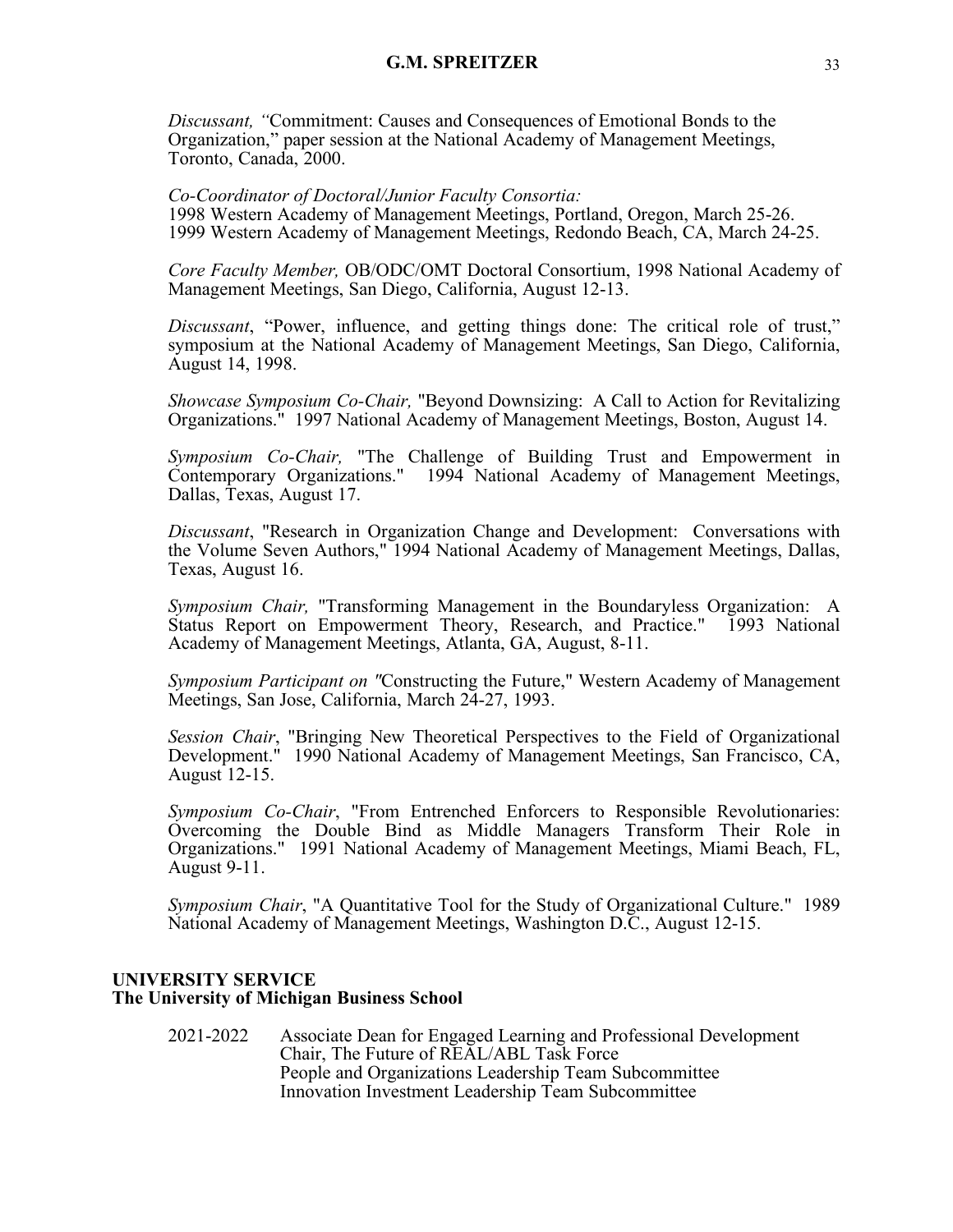*Discussant, "*Commitment: Causes and Consequences of Emotional Bonds to the Organization," paper session at the National Academy of Management Meetings, Toronto, Canada, 2000.

*Co-Coordinator of Doctoral/Junior Faculty Consortia:*
1998 Western Academy of Management Meetings, Portland, Oregon, March 25-26.
1999 Western Academy of Management Meetings, Redondo Beach, CA, March 24-25.

*Core Faculty Member,* OB/ODC/OMT Doctoral Consortium, 1998 National Academy of Management Meetings, San Diego, California, August 12-13.

*Discussant*, "Power, influence, and getting things done: The critical role of trust," symposium at the National Academy of Management Meetings, San Diego, California, August 14, 1998.

*Showcase Symposium Co-Chair,* "Beyond Downsizing: A Call to Action for Revitalizing Organizations." 1997 National Academy of Management Meetings, Boston, August 14.

*Symposium Co-Chair,* "The Challenge of Building Trust and Empowerment in Contemporary Organizations." 1994 National Academy of Management Meetings, Dallas, Texas, August 17.

*Discussant*, "Research in Organization Change and Development: Conversations with the Volume Seven Authors," 1994 National Academy of Management Meetings, Dallas, Texas, August 16.

*Symposium Chair,* "Transforming Management in the Boundaryless Organization: A Status Report on Empowerment Theory, Research, and Practice." 1993 National Academy of Management Meetings, Atlanta, GA, August, 8-11.

*Symposium Participant on "*Constructing the Future," Western Academy of Management Meetings, San Jose, California, March 24-27, 1993.

*Session Chair*, "Bringing New Theoretical Perspectives to the Field of Organizational Development." 1990 National Academy of Management Meetings, San Francisco, CA, August 12-15.

*Symposium Co-Chair*, "From Entrenched Enforcers to Responsible Revolutionaries: Overcoming the Double Bind as Middle Managers Transform Their Role in Organizations." 1991 National Academy of Management Meetings, Miami Beach, FL, August 9-11.

*Symposium Chair*, "A Quantitative Tool for the Study of Organizational Culture." 1989 National Academy of Management Meetings, Washington D.C., August 12-15.

## UNIVERSITY SERVICE
### The University of Michigan Business School

2021-2022 Associate Dean for Engaged Learning and Professional Development
Chair, The Future of REAL/ABL Task Force
People and Organizations Leadership Team Subcommittee
Innovation Investment Leadership Team Subcommittee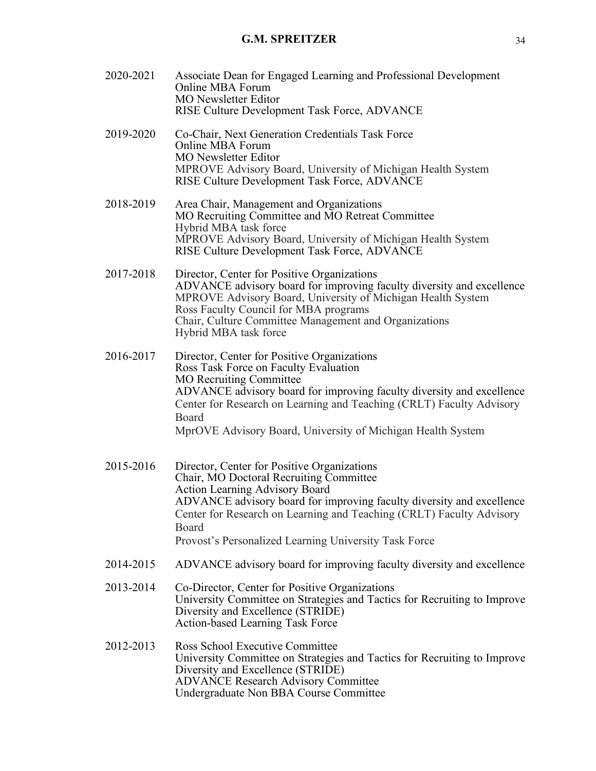2020-2021 Associate Dean for Engaged Learning and Professional Development
Online MBA Forum
MO Newsletter Editor
RISE Culture Development Task Force, ADVANCE

2019-2020 Co-Chair, Next Generation Credentials Task Force
Online MBA Forum
MO Newsletter Editor
MPROVE Advisory Board, University of Michigan Health System
RISE Culture Development Task Force, ADVANCE

2018-2019 Area Chair, Management and Organizations
MO Recruiting Committee and MO Retreat Committee
Hybrid MBA task force
MPROVE Advisory Board, University of Michigan Health System
RISE Culture Development Task Force, ADVANCE

2017-2018 Director, Center for Positive Organizations
ADVANCE advisory board for improving faculty diversity and excellence
MPROVE Advisory Board, University of Michigan Health System
Ross Faculty Council for MBA programs
Chair, Culture Committee Management and Organizations
Hybrid MBA task force

2016-2017 Director, Center for Positive Organizations
Ross Task Force on Faculty Evaluation
MO Recruiting Committee
ADVANCE advisory board for improving faculty diversity and excellence
Center for Research on Learning and Teaching (CRLT) Faculty Advisory Board
MprOVE Advisory Board, University of Michigan Health System

2015-2016 Director, Center for Positive Organizations
Chair, MO Doctoral Recruiting Committee
Action Learning Advisory Board
ADVANCE advisory board for improving faculty diversity and excellence
Center for Research on Learning and Teaching (CRLT) Faculty Advisory Board
Provost's Personalized Learning University Task Force

2014-2015 ADVANCE advisory board for improving faculty diversity and excellence

2013-2014 Co-Director, Center for Positive Organizations
University Committee on Strategies and Tactics for Recruiting to Improve Diversity and Excellence (STRIDE)
Action-based Learning Task Force

2012-2013 Ross School Executive Committee
University Committee on Strategies and Tactics for Recruiting to Improve Diversity and Excellence (STRIDE)
ADVANCE Research Advisory Committee
Undergraduate Non BBA Course Committee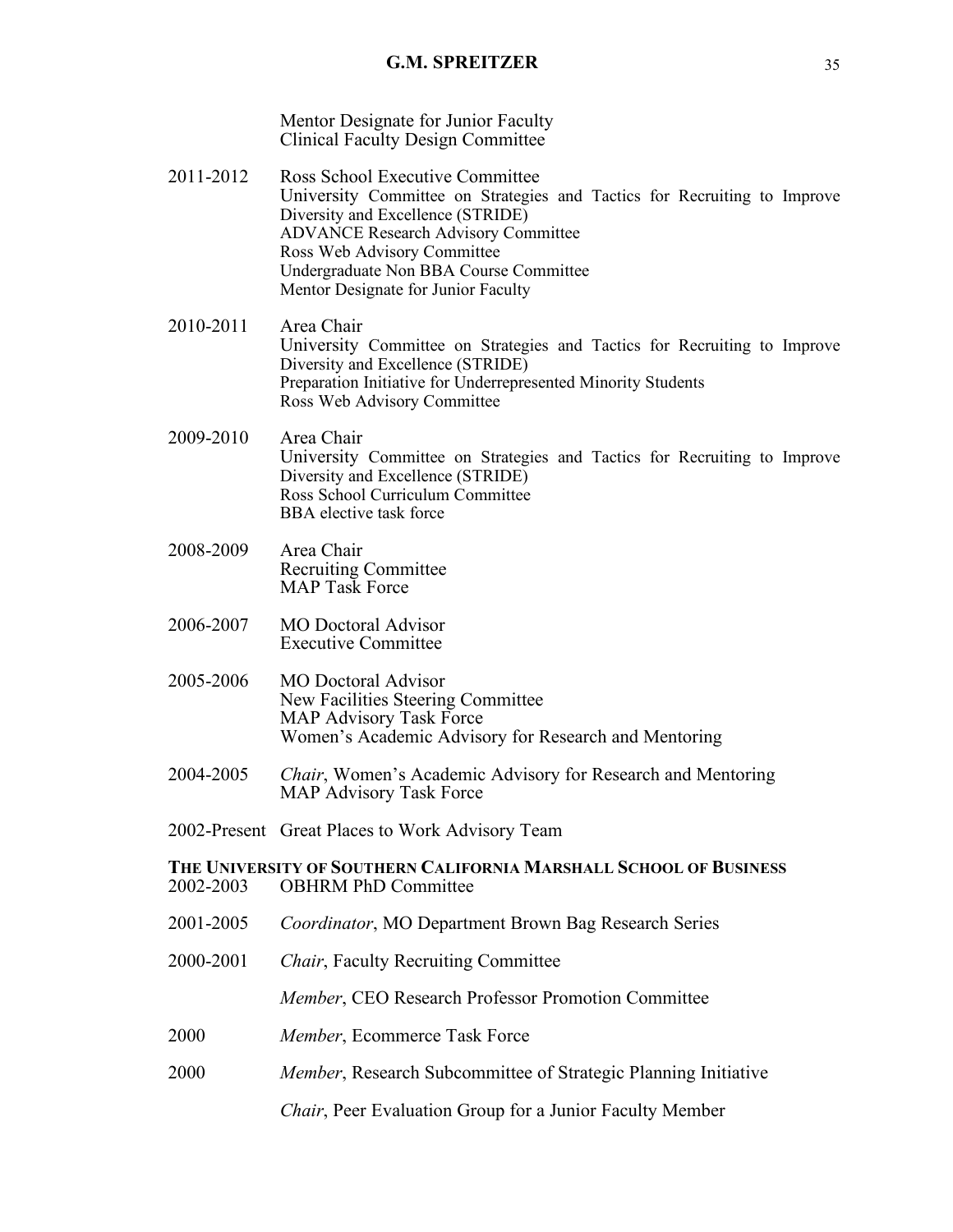Mentor Designate for Junior Faculty
Clinical Faculty Design Committee

2011-2012 Ross School Executive Committee
University Committee on Strategies and Tactics for Recruiting to Improve Diversity and Excellence (STRIDE)
ADVANCE Research Advisory Committee
Ross Web Advisory Committee
Undergraduate Non BBA Course Committee
Mentor Designate for Junior Faculty

2010-2011 Area Chair
University Committee on Strategies and Tactics for Recruiting to Improve Diversity and Excellence (STRIDE)
Preparation Initiative for Underrepresented Minority Students
Ross Web Advisory Committee

2009-2010 Area Chair
University Committee on Strategies and Tactics for Recruiting to Improve Diversity and Excellence (STRIDE)
Ross School Curriculum Committee
BBA elective task force

2008-2009 Area Chair
Recruiting Committee
MAP Task Force

2006-2007 MO Doctoral Advisor
Executive Committee

2005-2006 MO Doctoral Advisor
New Facilities Steering Committee
MAP Advisory Task Force
Women's Academic Advisory for Research and Mentoring

2004-2005 *Chair*, Women's Academic Advisory for Research and Mentoring
MAP Advisory Task Force

2002-Present Great Places to Work Advisory Team

**THE UNIVERSITY OF SOUTHERN CALIFORNIA MARSHALL SCHOOL OF BUSINESS**

2002-2003 OBHRM PhD Committee

2001-2005 *Coordinator*, MO Department Brown Bag Research Series

2000-2001 *Chair*, Faculty Recruiting Committee

*Member*, CEO Research Professor Promotion Committee

2000 *Member*, Ecommerce Task Force

2000 *Member*, Research Subcommittee of Strategic Planning Initiative

*Chair*, Peer Evaluation Group for a Junior Faculty Member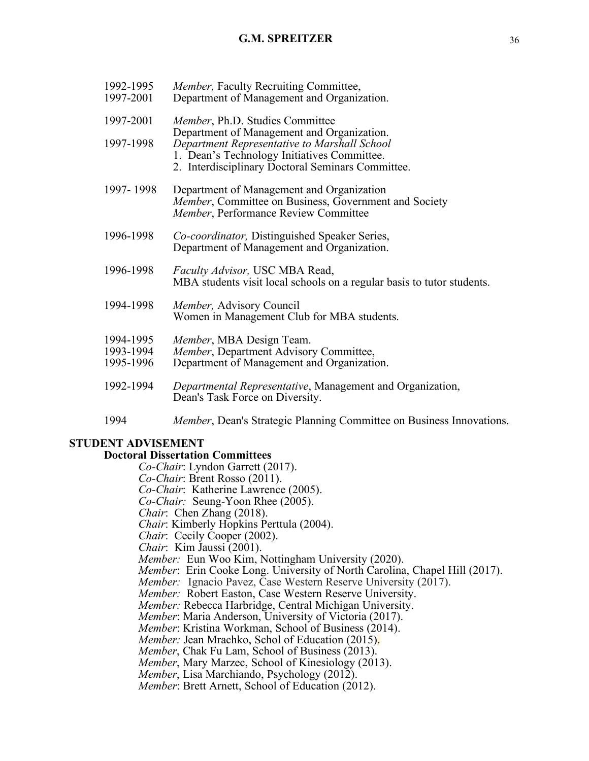1992-1995
1997-2001 *Member,* Faculty Recruiting Committee, Department of Management and Organization.

1997-2001 *Member*, Ph.D. Studies Committee
Department of Management and Organization.

1997-1998 *Department Representative to Marshall School*
1. Dean's Technology Initiatives Committee.
2. Interdisciplinary Doctoral Seminars Committee.

1997- 1998 Department of Management and Organization
*Member*, Committee on Business, Government and Society
*Member*, Performance Review Committee

1996-1998 *Co-coordinator,* Distinguished Speaker Series,
Department of Management and Organization.

1996-1998 *Faculty Advisor,* USC MBA Read,
MBA students visit local schools on a regular basis to tutor students.

1994-1998 *Member,* Advisory Council
Women in Management Club for MBA students.

1994-1995 *Member*, MBA Design Team.

1993-1994
1995-1996 *Member*, Department Advisory Committee, Department of Management and Organization.

1992-1994 *Departmental Representative*, Management and Organization,
Dean's Task Force on Diversity.

1994 *Member*, Dean's Strategic Planning Committee on Business Innovations.

## STUDENT ADVISEMENT

### Doctoral Dissertation Committees

*Co-Chair*: Lyndon Garrett (2017).
*Co-Chair*: Brent Rosso (2011).
*Co-Chair*: Katherine Lawrence (2005).
*Co-Chair:* Seung-Yoon Rhee (2005).
*Chair*: Chen Zhang (2018).
*Chair*: Kimberly Hopkins Perttula (2004).
*Chair*: Cecily Cooper (2002).
*Chair*: Kim Jaussi (2001).
*Member:* Eun Woo Kim, Nottingham University (2020).
*Member*: Erin Cooke Long. University of North Carolina, Chapel Hill (2017).
*Member:* Ignacio Pavez, Case Western Reserve University (2017).
*Member:* Robert Easton, Case Western Reserve University.
*Member:* Rebecca Harbridge, Central Michigan University.
*Member*: Maria Anderson, University of Victoria (2017).
*Member*: Kristina Workman, School of Business (2014).
*Member:* Jean Mrachko, Schol of Education (2015).
*Member*, Chak Fu Lam, School of Business (2013).
*Member*, Mary Marzec, School of Kinesiology (2013).
*Member*, Lisa Marchiando, Psychology (2012).
*Member*: Brett Arnett, School of Education (2012).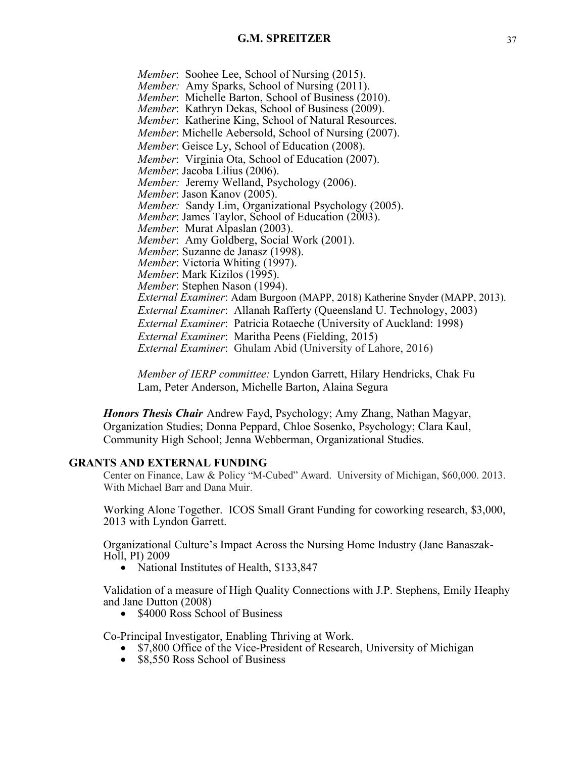*Member*: Soohee Lee, School of Nursing (2015).
*Member:* Amy Sparks, School of Nursing (2011).
*Member*: Michelle Barton, School of Business (2010).
*Member*: Kathryn Dekas, School of Business (2009).
*Member*: Katherine King, School of Natural Resources.
*Member*: Michelle Aebersold, School of Nursing (2007).
*Member*: Geisce Ly, School of Education (2008).
*Member*: Virginia Ota, School of Education (2007).
*Member*: Jacoba Lilius (2006).
*Member:* Jeremy Welland, Psychology (2006).
*Member*: Jason Kanov (2005).
*Member:* Sandy Lim, Organizational Psychology (2005).
*Member*: James Taylor, School of Education (2003).
*Member*: Murat Alpaslan (2003).
*Member*: Amy Goldberg, Social Work (2001).
*Member*: Suzanne de Janasz (1998).
*Member*: Victoria Whiting (1997).
*Member*: Mark Kizilos (1995).
*Member*: Stephen Nason (1994).
*External Examiner*: Adam Burgoon (MAPP, 2018) Katherine Snyder (MAPP, 2013).
*External Examiner*: Allanah Rafferty (Queensland U. Technology, 2003)
*External Examiner*: Patricia Rotaeche (University of Auckland: 1998)
*External Examiner*: Maritha Peens (Fielding, 2015)
*External Examiner*: Ghulam Abid (University of Lahore, 2016)

*Member of IERP committee:* Lyndon Garrett, Hilary Hendricks, Chak Fu Lam, Peter Anderson, Michelle Barton, Alaina Segura

***Honors Thesis Chair*** Andrew Fayd, Psychology; Amy Zhang, Nathan Magyar, Organization Studies; Donna Peppard, Chloe Sosenko, Psychology; Clara Kaul, Community High School; Jenna Webberman, Organizational Studies.

## GRANTS AND EXTERNAL FUNDING

Center on Finance, Law & Policy "M-Cubed" Award. University of Michigan, $60,000. 2013. With Michael Barr and Dana Muir.

Working Alone Together. ICOS Small Grant Funding for coworking research, $3,000, 2013 with Lyndon Garrett.

Organizational Culture's Impact Across the Nursing Home Industry (Jane Banaszak-Holl, PI) 2009

- National Institutes of Health, $133,847

Validation of a measure of High Quality Connections with J.P. Stephens, Emily Heaphy and Jane Dutton (2008)

- $4000 Ross School of Business

Co-Principal Investigator, Enabling Thriving at Work.

- $7,800 Office of the Vice-President of Research, University of Michigan
- $8,550 Ross School of Business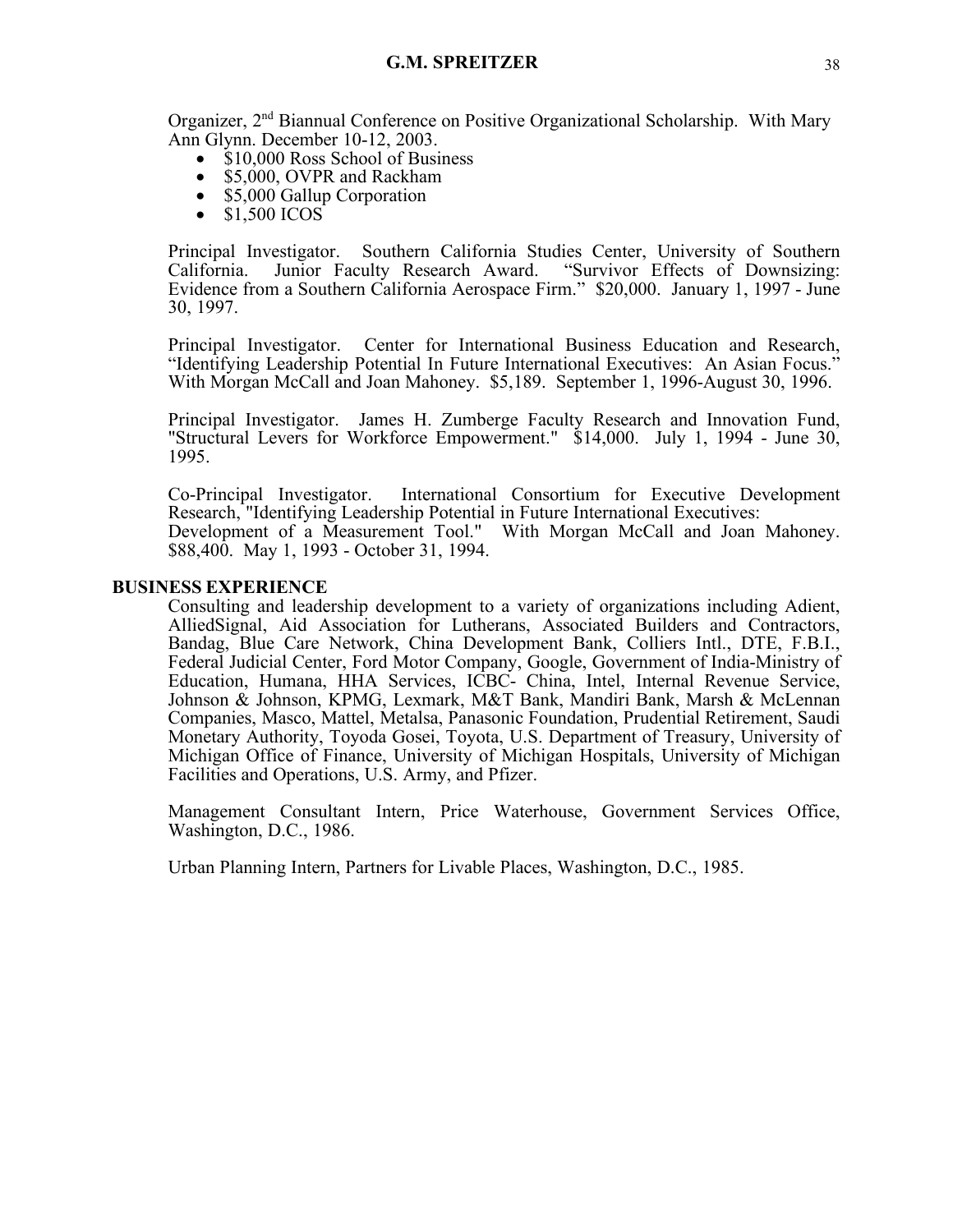Organizer, 2nd Biannual Conference on Positive Organizational Scholarship. With Mary Ann Glynn. December 10-12, 2003.

- $10,000 Ross School of Business
- $5,000, OVPR and Rackham
- $5,000 Gallup Corporation
- $1,500 ICOS

Principal Investigator. Southern California Studies Center, University of Southern California. Junior Faculty Research Award. "Survivor Effects of Downsizing: Evidence from a Southern California Aerospace Firm." $20,000. January 1, 1997 - June 30, 1997.

Principal Investigator. Center for International Business Education and Research, "Identifying Leadership Potential In Future International Executives: An Asian Focus." With Morgan McCall and Joan Mahoney. $5,189. September 1, 1996-August 30, 1996.

Principal Investigator. James H. Zumberge Faculty Research and Innovation Fund, "Structural Levers for Workforce Empowerment." $14,000. July 1, 1994 - June 30, 1995.

Co-Principal Investigator. International Consortium for Executive Development Research, "Identifying Leadership Potential in Future International Executives: Development of a Measurement Tool." With Morgan McCall and Joan Mahoney. $88,400. May 1, 1993 - October 31, 1994.

## BUSINESS EXPERIENCE

Consulting and leadership development to a variety of organizations including Adient, AlliedSignal, Aid Association for Lutherans, Associated Builders and Contractors, Bandag, Blue Care Network, China Development Bank, Colliers Intl., DTE, F.B.I., Federal Judicial Center, Ford Motor Company, Google, Government of India-Ministry of Education, Humana, HHA Services, ICBC- China, Intel, Internal Revenue Service, Johnson & Johnson, KPMG, Lexmark, M&T Bank, Mandiri Bank, Marsh & McLennan Companies, Masco, Mattel, Metalsa, Panasonic Foundation, Prudential Retirement, Saudi Monetary Authority, Toyoda Gosei, Toyota, U.S. Department of Treasury, University of Michigan Office of Finance, University of Michigan Hospitals, University of Michigan Facilities and Operations, U.S. Army, and Pfizer.

Management Consultant Intern, Price Waterhouse, Government Services Office, Washington, D.C., 1986.

Urban Planning Intern, Partners for Livable Places, Washington, D.C., 1985.